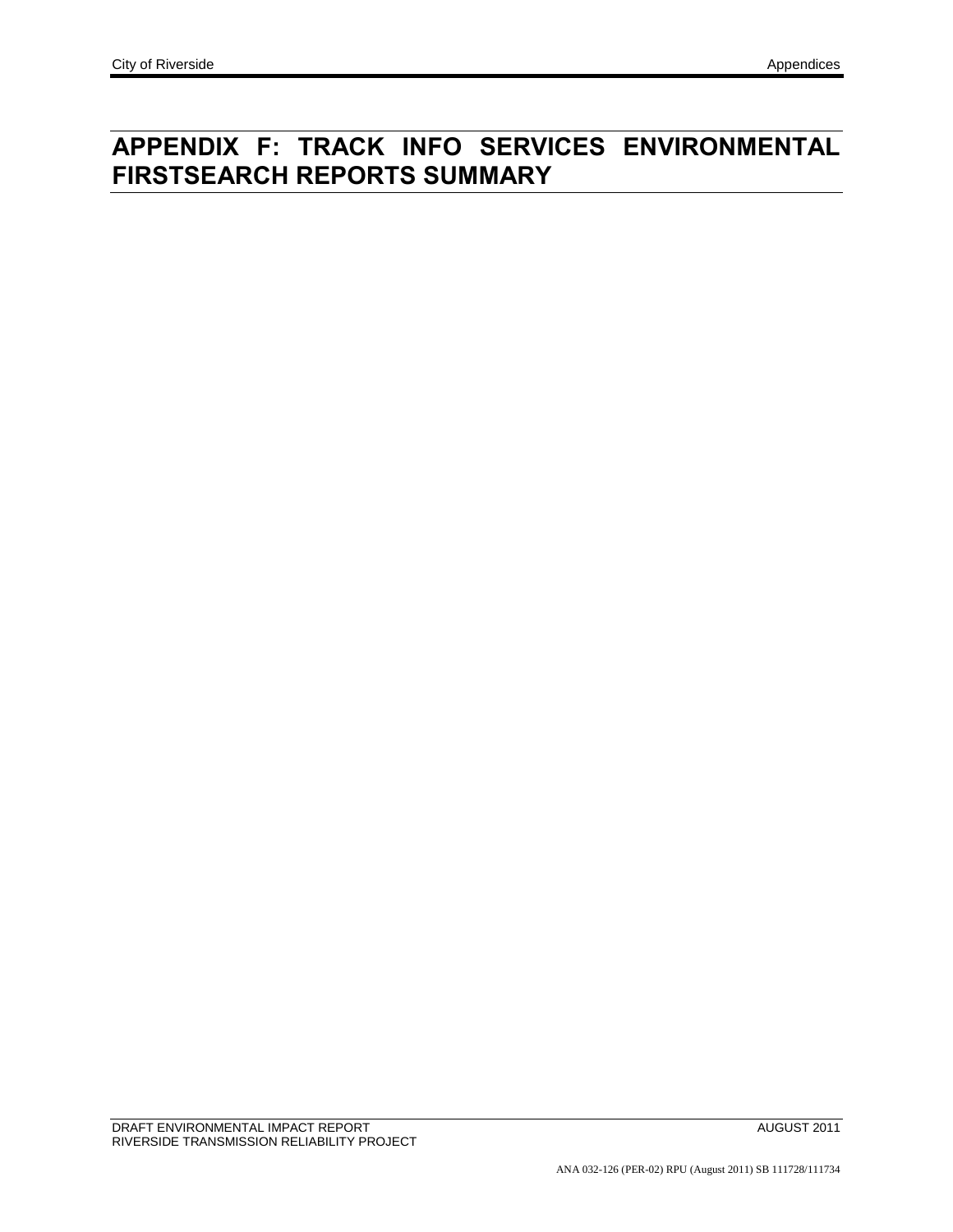# APPENDIX F: TRACK INFO SERVICES ENVIRONMENTAL FIRSTSEARCH REPORTS SUMMARY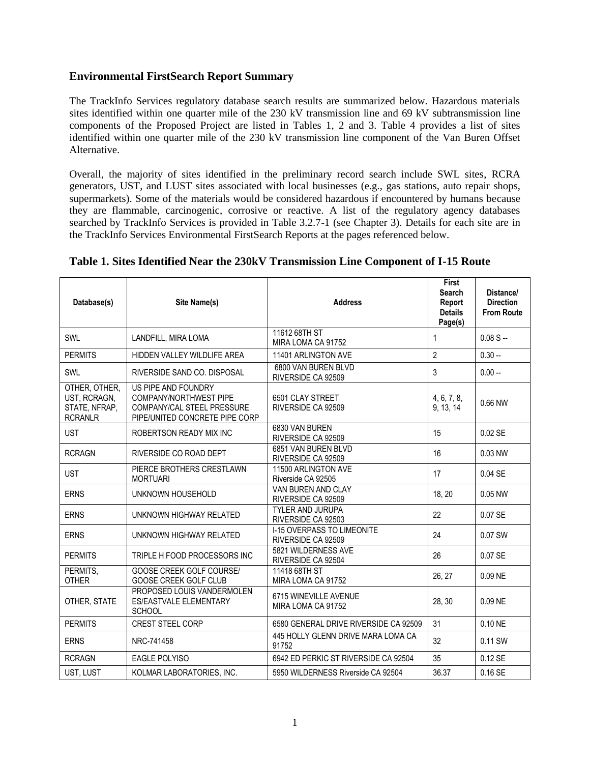### Environmental FirstSearch Report Summary

The TrackInfo Services regulatory database search results are summarized below. Hazardous materials sites identified within one quarter mile of the 230 kV transmission line and 69 kV subtransmission line components of the Proposed Project are listed in Tables 1, 2 and 3. Table 4 provides a list of sites identified within one quarter mile of the 230 kV transmission line component of the Van Buren Offset Alternative.

Overall, the majority of sites identified in the preliminary record search include SWL sites, RCRA generators, UST, and LUST sites associated with local businesses (e.g., gas stations, auto repair shops, supermarkets). Some of the materials would be considered hazardous if encountered by humans because they are flammable, carcinogenic, corrosive or reactive. A list of the regulatory agency databases searched by TrackInfo Services is provided in Table 3.2.7-1 (see Chapter 3). Details for each site are in the TrackInfo Services Environmental FirstSearch Reports at the pages referenced below.

### Table 1. Sites Identified Near the 230kV Transmission Line Component of I-15 Route

| Database(s) | Site Name(s) | Address | First Search Report Details Page(s) | Distance/ Direction From Route |
|---|---|---|---|---|
| SWL | LANDFILL, MIRA LOMA | 11612 68TH ST MIRA LOMA CA 91752 | 1 | 0.08 S -- |
| PERMITS | HIDDEN VALLEY WILDLIFE AREA | 11401 ARLINGTON AVE | 2 | 0.30 -- |
| SWL | RIVERSIDE SAND CO. DISPOSAL | 6800 VAN BUREN BLVD RIVERSIDE CA 92509 | 3 | 0.00 -- |
| OTHER, OTHER, UST, RCRAGN, STATE, NFRAP, RCRANLR | US PIPE AND FOUNDRY COMPANY/NORTHWEST PIPE COMPANY/CAL STEEL PRESSURE PIPE/UNITED CONCRETE PIPE CORP | 6501 CLAY STREET RIVERSIDE CA 92509 | 4, 6, 7, 8, 9, 13, 14 | 0.66 NW |
| UST | ROBERTSON READY MIX INC | 6830 VAN BUREN RIVERSIDE CA 92509 | 15 | 0.02 SE |
| RCRAGN | RIVERSIDE CO ROAD DEPT | 6851 VAN BUREN BLVD RIVERSIDE CA 92509 | 16 | 0.03 NW |
| UST | PIERCE BROTHERS CRESTLAWN MORTUARI | 11500 ARLINGTON AVE Riverside CA 92505 | 17 | 0.04 SE |
| ERNS | UNKNOWN HOUSEHOLD | VAN BUREN AND CLAY RIVERSIDE CA 92509 | 18, 20 | 0.05 NW |
| ERNS | UNKNOWN HIGHWAY RELATED | TYLER AND JURUPA RIVERSIDE CA 92503 | 22 | 0.07 SE |
| ERNS | UNKNOWN HIGHWAY RELATED | I-15 OVERPASS TO LIMEONITE RIVERSIDE CA 92509 | 24 | 0.07 SW |
| PERMITS | TRIPLE H FOOD PROCESSORS INC | 5821 WILDERNESS AVE RIVERSIDE CA 92504 | 26 | 0.07 SE |
| PERMITS, OTHER | GOOSE CREEK GOLF COURSE/ GOOSE CREEK GOLF CLUB | 11418 68TH ST MIRA LOMA CA 91752 | 26, 27 | 0.09 NE |
| OTHER, STATE | PROPOSED LOUIS VANDERMOLEN ES/EASTVALE ELEMENTARY SCHOOL | 6715 WINEVILLE AVENUE MIRA LOMA CA 91752 | 28, 30 | 0.09 NE |
| PERMITS | CREST STEEL CORP | 6580 GENERAL DRIVE RIVERSIDE CA 92509 | 31 | 0.10 NE |
| ERNS | NRC-741458 | 445 HOLLY GLENN DRIVE MARA LOMA CA 91752 | 32 | 0.11 SW |
| RCRAGN | EAGLE POLYISO | 6942 ED PERKIC ST RIVERSIDE CA 92504 | 35 | 0.12 SE |
| UST, LUST | KOLMAR LABORATORIES, INC. | 5950 WILDERNESS Riverside CA 92504 | 36.37 | 0.16 SE |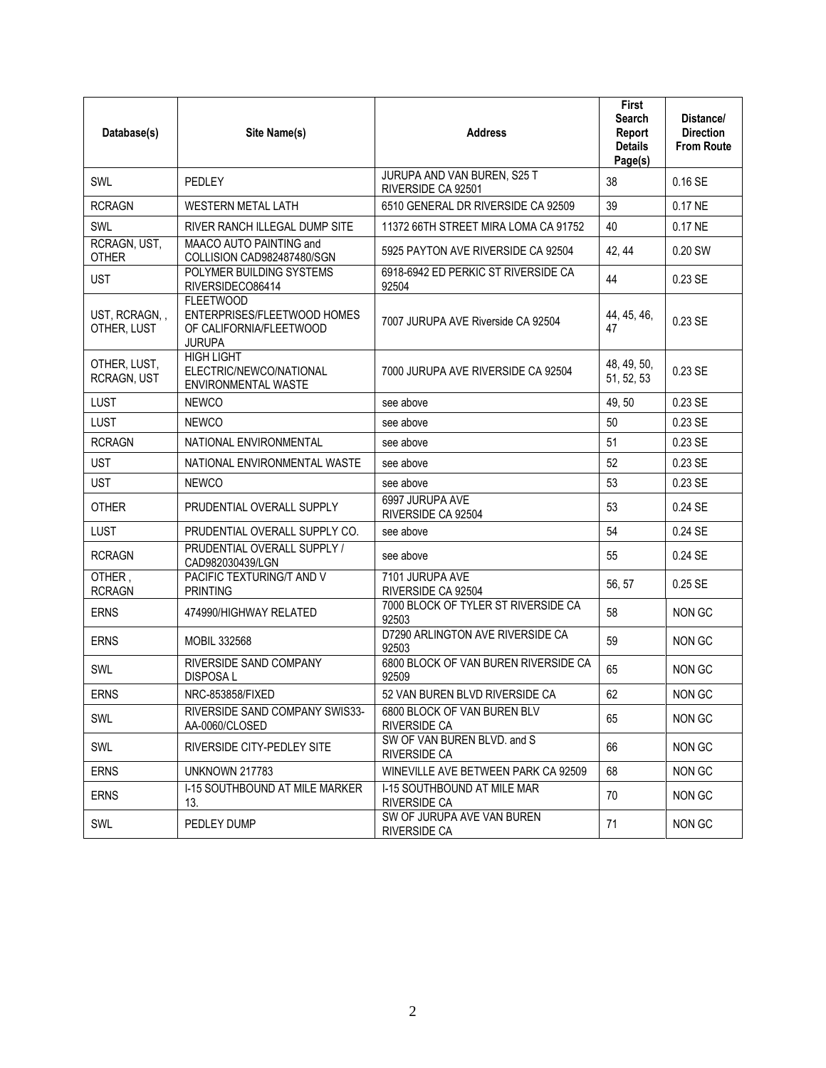| Database(s) | Site Name(s) | Address | First Search Report Details Page(s) | Distance/ Direction From Route |
|---|---|---|---|---|
| SWL | PEDLEY | JURUPA AND VAN BUREN, S25 T RIVERSIDE CA 92501 | 38 | 0.16 SE |
| RCRAGN | WESTERN METAL LATH | 6510 GENERAL DR RIVERSIDE CA 92509 | 39 | 0.17 NE |
| SWL | RIVER RANCH ILLEGAL DUMP SITE | 11372 66TH STREET MIRA LOMA CA 91752 | 40 | 0.17 NE |
| RCRAGN, UST, OTHER | MAACO AUTO PAINTING and COLLISION CAD982487480/SGN | 5925 PAYTON AVE RIVERSIDE CA 92504 | 42, 44 | 0.20 SW |
| UST | POLYMER BUILDING SYSTEMS RIVERSIDECO86414 | 6918-6942 ED PERKIC ST RIVERSIDE CA 92504 | 44 | 0.23 SE |
| UST, RCRAGN, , OTHER, LUST | FLEETWOOD ENTERPRISES/FLEETWOOD HOMES OF CALIFORNIA/FLEETWOOD JURUPA | 7007 JURUPA AVE Riverside CA 92504 | 44, 45, 46, 47 | 0.23 SE |
| OTHER, LUST, RCRAGN, UST | HIGH LIGHT ELECTRIC/NEWCO/NATIONAL ENVIRONMENTAL WASTE | 7000 JURUPA AVE RIVERSIDE CA 92504 | 48, 49, 50, 51, 52, 53 | 0.23 SE |
| LUST | NEWCO | see above | 49, 50 | 0.23 SE |
| LUST | NEWCO | see above | 50 | 0.23 SE |
| RCRAGN | NATIONAL ENVIRONMENTAL | see above | 51 | 0.23 SE |
| UST | NATIONAL ENVIRONMENTAL WASTE | see above | 52 | 0.23 SE |
| UST | NEWCO | see above | 53 | 0.23 SE |
| OTHER | PRUDENTIAL OVERALL SUPPLY | 6997 JURUPA AVE RIVERSIDE CA 92504 | 53 | 0.24 SE |
| LUST | PRUDENTIAL OVERALL SUPPLY CO. | see above | 54 | 0.24 SE |
| RCRAGN | PRUDENTIAL OVERALL SUPPLY / CAD982030439/LGN | see above | 55 | 0.24 SE |
| OTHER , RCRAGN | PACIFIC TEXTURING/T AND V PRINTING | 7101 JURUPA AVE RIVERSIDE CA 92504 | 56, 57 | 0.25 SE |
| ERNS | 474990/HIGHWAY RELATED | 7000 BLOCK OF TYLER ST RIVERSIDE CA 92503 | 58 | NON GC |
| ERNS | MOBIL 332568 | D7290 ARLINGTON AVE RIVERSIDE CA 92503 | 59 | NON GC |
| SWL | RIVERSIDE SAND COMPANY DISPOSA L | 6800 BLOCK OF VAN BUREN RIVERSIDE CA 92509 | 65 | NON GC |
| ERNS | NRC-853858/FIXED | 52 VAN BUREN BLVD RIVERSIDE CA | 62 | NON GC |
| SWL | RIVERSIDE SAND COMPANY SWIS33-AA-0060/CLOSED | 6800 BLOCK OF VAN BUREN BLV RIVERSIDE CA | 65 | NON GC |
| SWL | RIVERSIDE CITY-PEDLEY SITE | SW OF VAN BUREN BLVD. and S RIVERSIDE CA | 66 | NON GC |
| ERNS | UNKNOWN 217783 | WINEVILLE AVE BETWEEN PARK CA 92509 | 68 | NON GC |
| ERNS | I-15 SOUTHBOUND AT MILE MARKER 13. | I-15 SOUTHBOUND AT MILE MAR RIVERSIDE CA | 70 | NON GC |
| SWL | PEDLEY DUMP | SW OF JURUPA AVE VAN BUREN RIVERSIDE CA | 71 | NON GC |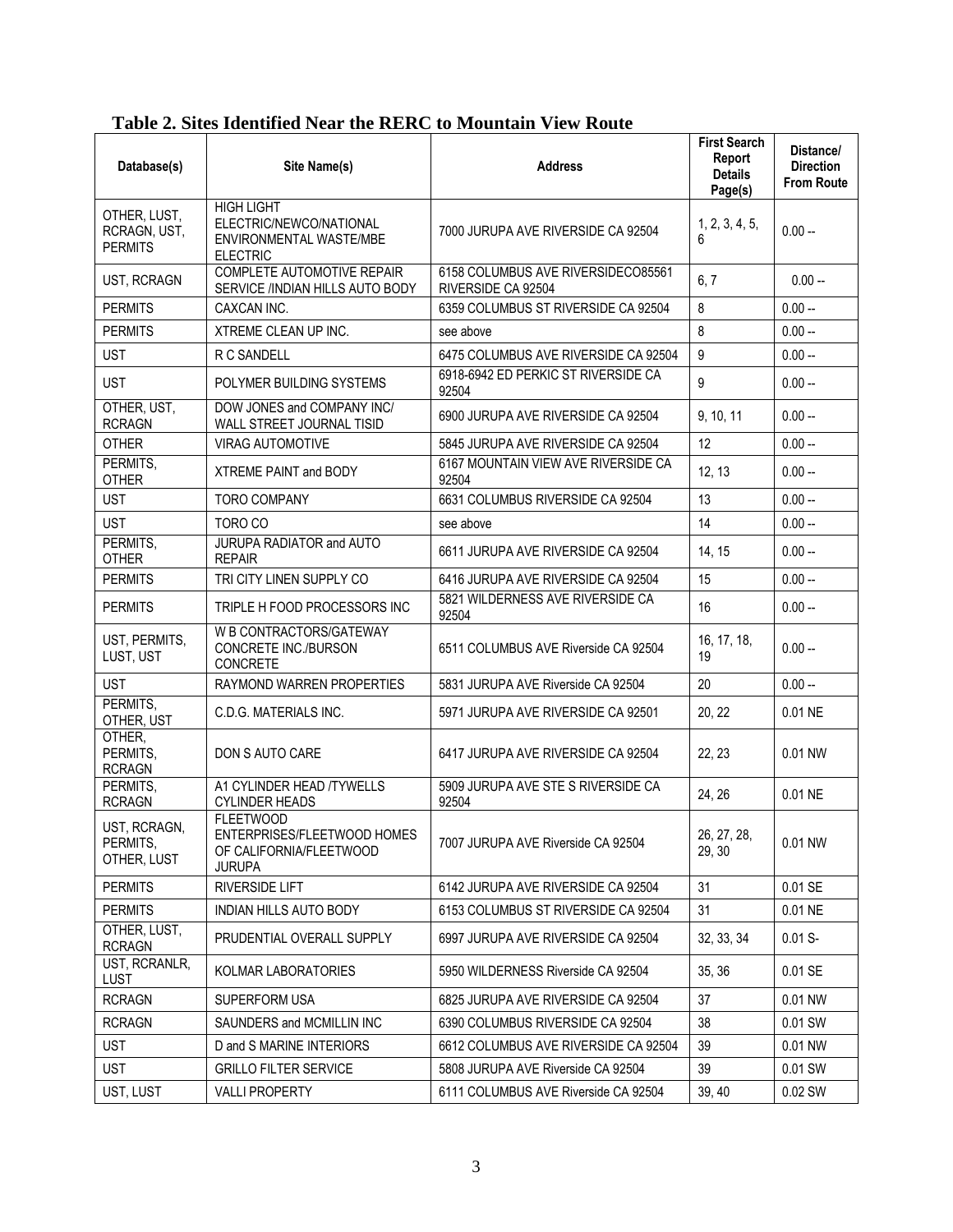**Table 2. Sites Identified Near the RERC to Mountain View Route**

| Database(s) | Site Name(s) | Address | First Search Report Details Page(s) | Distance/ Direction From Route |
|---|---|---|---|---|
| OTHER, LUST, RCRAGN, UST, PERMITS | HIGH LIGHT ELECTRIC/NEWCO/NATIONAL ENVIRONMENTAL WASTE/MBE ELECTRIC | 7000 JURUPA AVE RIVERSIDE CA 92504 | 1, 2, 3, 4, 5, 6 | 0.00 -- |
| UST, RCRAGN | COMPLETE AUTOMOTIVE REPAIR SERVICE /INDIAN HILLS AUTO BODY | 6158 COLUMBUS AVE RIVERSIDECO85561 RIVERSIDE CA 92504 | 6, 7 | 0.00 -- |
| PERMITS | CAXCAN INC. | 6359 COLUMBUS ST RIVERSIDE CA 92504 | 8 | 0.00 -- |
| PERMITS | XTREME CLEAN UP INC. | see above | 8 | 0.00 -- |
| UST | R C SANDELL | 6475 COLUMBUS AVE RIVERSIDE CA 92504 | 9 | 0.00 -- |
| UST | POLYMER BUILDING SYSTEMS | 6918-6942 ED PERKIC ST RIVERSIDE CA 92504 | 9 | 0.00 -- |
| OTHER, UST, RCRAGN | DOW JONES and COMPANY INC/ WALL STREET JOURNAL TISID | 6900 JURUPA AVE RIVERSIDE CA 92504 | 9, 10, 11 | 0.00 -- |
| OTHER | VIRAG AUTOMOTIVE | 5845 JURUPA AVE RIVERSIDE CA 92504 | 12 | 0.00 -- |
| PERMITS, OTHER | XTREME PAINT and BODY | 6167 MOUNTAIN VIEW AVE RIVERSIDE CA 92504 | 12, 13 | 0.00 -- |
| UST | TORO COMPANY | 6631 COLUMBUS RIVERSIDE CA 92504 | 13 | 0.00 -- |
| UST | TORO CO | see above | 14 | 0.00 -- |
| PERMITS, OTHER | JURUPA RADIATOR and AUTO REPAIR | 6611 JURUPA AVE RIVERSIDE CA 92504 | 14, 15 | 0.00 -- |
| PERMITS | TRI CITY LINEN SUPPLY CO | 6416 JURUPA AVE RIVERSIDE CA 92504 | 15 | 0.00 -- |
| PERMITS | TRIPLE H FOOD PROCESSORS INC | 5821 WILDERNESS AVE RIVERSIDE CA 92504 | 16 | 0.00 -- |
| UST, PERMITS, LUST, UST | W B CONTRACTORS/GATEWAY CONCRETE INC./BURSON CONCRETE | 6511 COLUMBUS AVE Riverside CA 92504 | 16, 17, 18, 19 | 0.00 -- |
| UST | RAYMOND WARREN PROPERTIES | 5831 JURUPA AVE Riverside CA 92504 | 20 | 0.00 -- |
| PERMITS, OTHER, UST | C.D.G. MATERIALS INC. | 5971 JURUPA AVE RIVERSIDE CA 92501 | 20, 22 | 0.01 NE |
| OTHER, PERMITS, RCRAGN | DON S AUTO CARE | 6417 JURUPA AVE RIVERSIDE CA 92504 | 22, 23 | 0.01 NW |
| PERMITS, RCRAGN | A1 CYLINDER HEAD /TYWELLS CYLINDER HEADS | 5909 JURUPA AVE STE S RIVERSIDE CA 92504 | 24, 26 | 0.01 NE |
| UST, RCRAGN, PERMITS, OTHER, LUST | FLEETWOOD ENTERPRISES/FLEETWOOD HOMES OF CALIFORNIA/FLEETWOOD JURUPA | 7007 JURUPA AVE Riverside CA 92504 | 26, 27, 28, 29, 30 | 0.01 NW |
| PERMITS | RIVERSIDE LIFT | 6142 JURUPA AVE RIVERSIDE CA 92504 | 31 | 0.01 SE |
| PERMITS | INDIAN HILLS AUTO BODY | 6153 COLUMBUS ST RIVERSIDE CA 92504 | 31 | 0.01 NE |
| OTHER, LUST, RCRAGN | PRUDENTIAL OVERALL SUPPLY | 6997 JURUPA AVE RIVERSIDE CA 92504 | 32, 33, 34 | 0.01 S- |
| UST, RCRANLR, LUST | KOLMAR LABORATORIES | 5950 WILDERNESS Riverside CA 92504 | 35, 36 | 0.01 SE |
| RCRAGN | SUPERFORM USA | 6825 JURUPA AVE RIVERSIDE CA 92504 | 37 | 0.01 NW |
| RCRAGN | SAUNDERS and MCMILLIN INC | 6390 COLUMBUS RIVERSIDE CA 92504 | 38 | 0.01 SW |
| UST | D and S MARINE INTERIORS | 6612 COLUMBUS AVE RIVERSIDE CA 92504 | 39 | 0.01 NW |
| UST | GRILLO FILTER SERVICE | 5808 JURUPA AVE Riverside CA 92504 | 39 | 0.01 SW |
| UST, LUST | VALLI PROPERTY | 6111 COLUMBUS AVE Riverside CA 92504 | 39, 40 | 0.02 SW |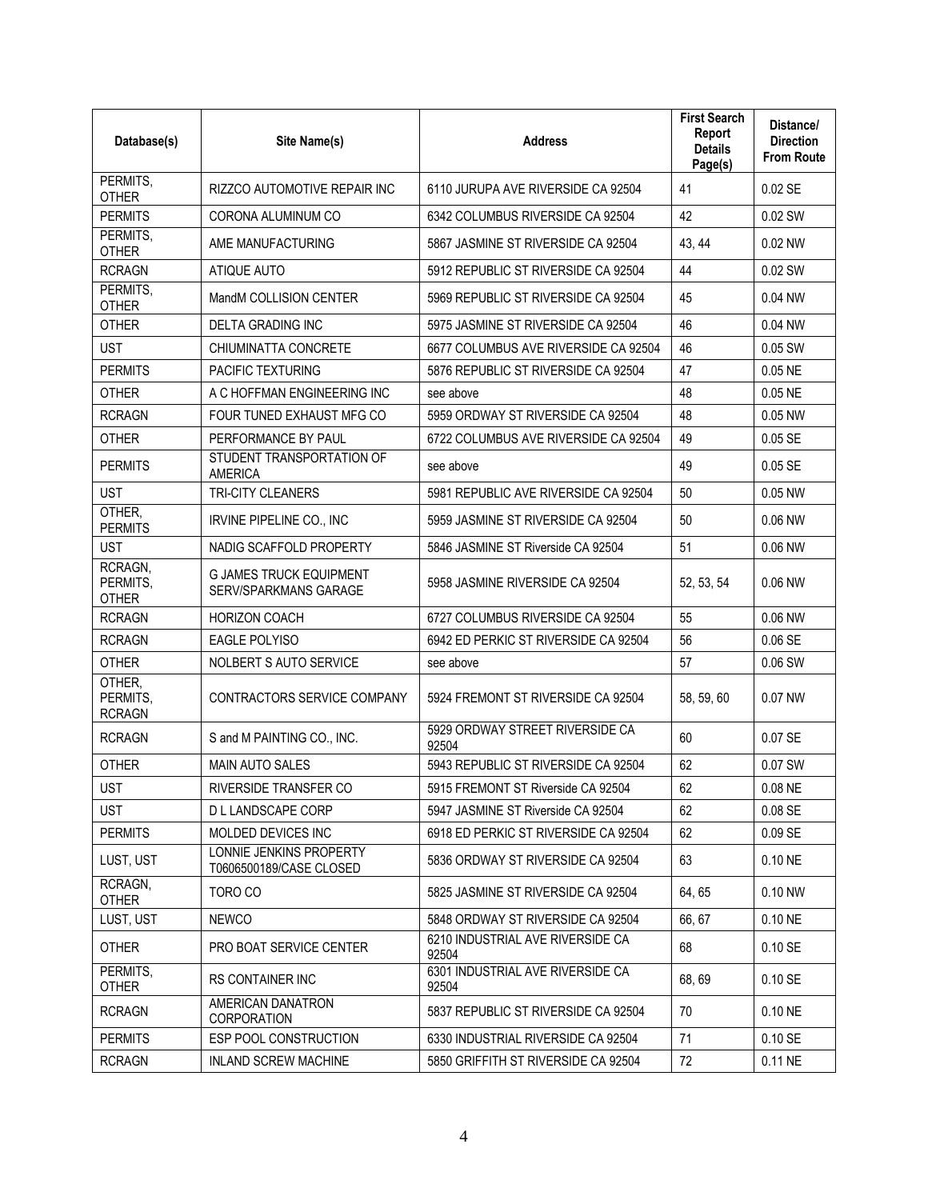| Database(s) | Site Name(s) | Address | First Search Report Details Page(s) | Distance/ Direction From Route |
|---|---|---|---|---|
| PERMITS, OTHER | RIZZCO AUTOMOTIVE REPAIR INC | 6110 JURUPA AVE RIVERSIDE CA 92504 | 41 | 0.02 SE |
| PERMITS | CORONA ALUMINUM CO | 6342 COLUMBUS RIVERSIDE CA 92504 | 42 | 0.02 SW |
| PERMITS, OTHER | AME MANUFACTURING | 5867 JASMINE ST RIVERSIDE CA 92504 | 43, 44 | 0.02 NW |
| RCRAGN | ATIQUE AUTO | 5912 REPUBLIC ST RIVERSIDE CA 92504 | 44 | 0.02 SW |
| PERMITS, OTHER | MandM COLLISION CENTER | 5969 REPUBLIC ST RIVERSIDE CA 92504 | 45 | 0.04 NW |
| OTHER | DELTA GRADING INC | 5975 JASMINE ST RIVERSIDE CA 92504 | 46 | 0.04 NW |
| UST | CHIUMINATTA CONCRETE | 6677 COLUMBUS AVE RIVERSIDE CA 92504 | 46 | 0.05 SW |
| PERMITS | PACIFIC TEXTURING | 5876 REPUBLIC ST RIVERSIDE CA 92504 | 47 | 0.05 NE |
| OTHER | A C HOFFMAN ENGINEERING INC | see above | 48 | 0.05 NE |
| RCRAGN | FOUR TUNED EXHAUST MFG CO | 5959 ORDWAY ST RIVERSIDE CA 92504 | 48 | 0.05 NW |
| OTHER | PERFORMANCE BY PAUL | 6722 COLUMBUS AVE RIVERSIDE CA 92504 | 49 | 0.05 SE |
| PERMITS | STUDENT TRANSPORTATION OF AMERICA | see above | 49 | 0.05 SE |
| UST | TRI-CITY CLEANERS | 5981 REPUBLIC AVE RIVERSIDE CA 92504 | 50 | 0.05 NW |
| OTHER, PERMITS | IRVINE PIPELINE CO., INC | 5959 JASMINE ST RIVERSIDE CA 92504 | 50 | 0.06 NW |
| UST | NADIG SCAFFOLD PROPERTY | 5846 JASMINE ST Riverside CA 92504 | 51 | 0.06 NW |
| RCRAGN, PERMITS, OTHER | G JAMES TRUCK EQUIPMENT SERV/SPARKMANS GARAGE | 5958 JASMINE RIVERSIDE CA 92504 | 52, 53, 54 | 0.06 NW |
| RCRAGN | HORIZON COACH | 6727 COLUMBUS RIVERSIDE CA 92504 | 55 | 0.06 NW |
| RCRAGN | EAGLE POLYISO | 6942 ED PERKIC ST RIVERSIDE CA 92504 | 56 | 0.06 SE |
| OTHER | NOLBERT S AUTO SERVICE | see above | 57 | 0.06 SW |
| OTHER, PERMITS, RCRAGN | CONTRACTORS SERVICE COMPANY | 5924 FREMONT ST RIVERSIDE CA 92504 | 58, 59, 60 | 0.07 NW |
| RCRAGN | S and M PAINTING CO., INC. | 5929 ORDWAY STREET RIVERSIDE CA 92504 | 60 | 0.07 SE |
| OTHER | MAIN AUTO SALES | 5943 REPUBLIC ST RIVERSIDE CA 92504 | 62 | 0.07 SW |
| UST | RIVERSIDE TRANSFER CO | 5915 FREMONT ST Riverside CA 92504 | 62 | 0.08 NE |
| UST | D L LANDSCAPE CORP | 5947 JASMINE ST Riverside CA 92504 | 62 | 0.08 SE |
| PERMITS | MOLDED DEVICES INC | 6918 ED PERKIC ST RIVERSIDE CA 92504 | 62 | 0.09 SE |
| LUST, UST | LONNIE JENKINS PROPERTY T0606500189/CASE CLOSED | 5836 ORDWAY ST RIVERSIDE CA 92504 | 63 | 0.10 NE |
| RCRAGN, OTHER | TORO CO | 5825 JASMINE ST RIVERSIDE CA 92504 | 64, 65 | 0.10 NW |
| LUST, UST | NEWCO | 5848 ORDWAY ST RIVERSIDE CA 92504 | 66, 67 | 0.10 NE |
| OTHER | PRO BOAT SERVICE CENTER | 6210 INDUSTRIAL AVE RIVERSIDE CA 92504 | 68 | 0.10 SE |
| PERMITS, OTHER | RS CONTAINER INC | 6301 INDUSTRIAL AVE RIVERSIDE CA 92504 | 68, 69 | 0.10 SE |
| RCRAGN | AMERICAN DANATRON CORPORATION | 5837 REPUBLIC ST RIVERSIDE CA 92504 | 70 | 0.10 NE |
| PERMITS | ESP POOL CONSTRUCTION | 6330 INDUSTRIAL RIVERSIDE CA 92504 | 71 | 0.10 SE |
| RCRAGN | INLAND SCREW MACHINE | 5850 GRIFFITH ST RIVERSIDE CA 92504 | 72 | 0.11 NE |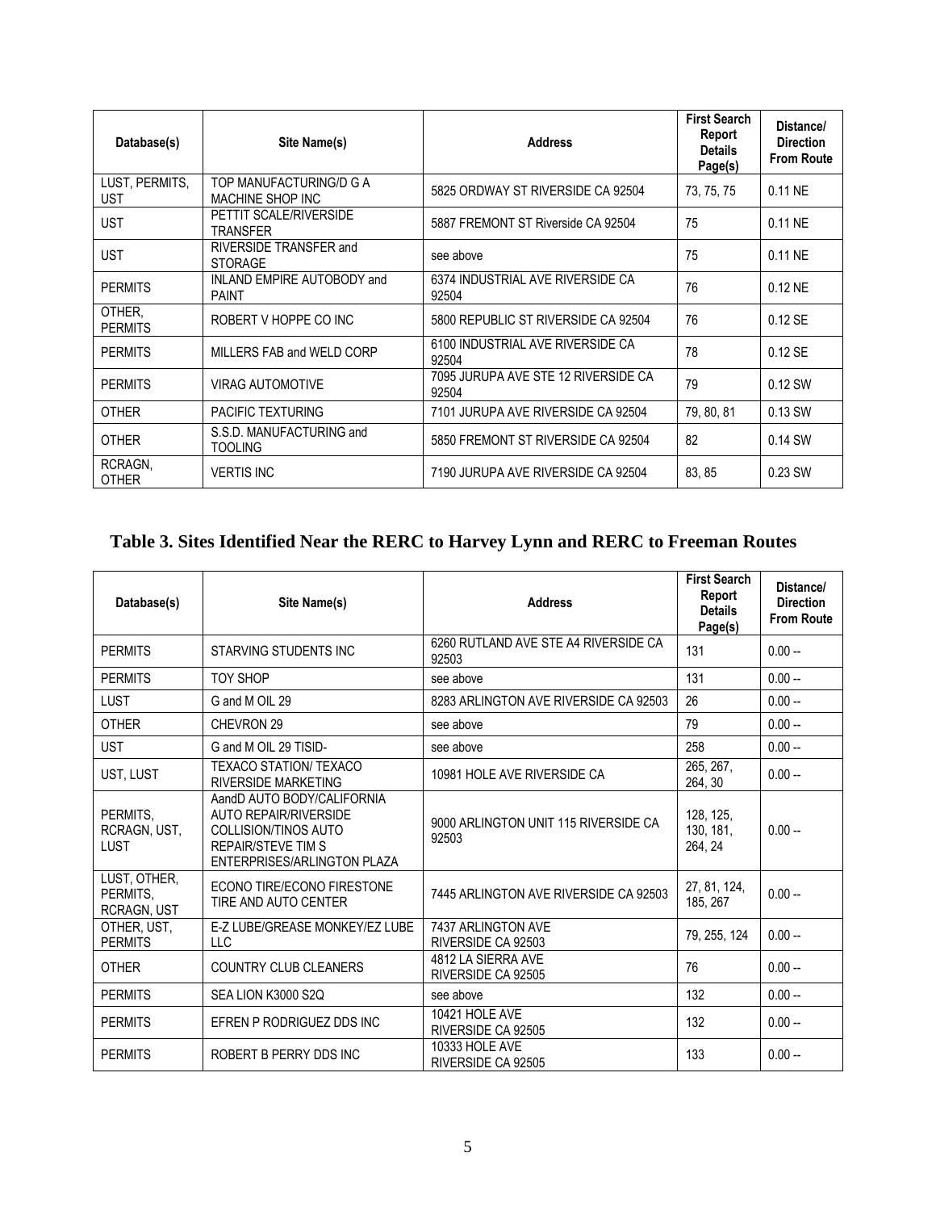| Database(s) | Site Name(s) | Address | First Search Report Details Page(s) | Distance/ Direction From Route |
|---|---|---|---|---|
| LUST, PERMITS, UST | TOP MANUFACTURING/D G A MACHINE SHOP INC | 5825 ORDWAY ST RIVERSIDE CA 92504 | 73, 75, 75 | 0.11 NE |
| UST | PETTIT SCALE/RIVERSIDE TRANSFER | 5887 FREMONT ST Riverside CA 92504 | 75 | 0.11 NE |
| UST | RIVERSIDE TRANSFER and STORAGE | see above | 75 | 0.11 NE |
| PERMITS | INLAND EMPIRE AUTOBODY and PAINT | 6374 INDUSTRIAL AVE RIVERSIDE CA 92504 | 76 | 0.12 NE |
| OTHER, PERMITS | ROBERT V HOPPE CO INC | 5800 REPUBLIC ST RIVERSIDE CA 92504 | 76 | 0.12 SE |
| PERMITS | MILLERS FAB and WELD CORP | 6100 INDUSTRIAL AVE RIVERSIDE CA 92504 | 78 | 0.12 SE |
| PERMITS | VIRAG AUTOMOTIVE | 7095 JURUPA AVE STE 12 RIVERSIDE CA 92504 | 79 | 0.12 SW |
| OTHER | PACIFIC TEXTURING | 7101 JURUPA AVE RIVERSIDE CA 92504 | 79, 80, 81 | 0.13 SW |
| OTHER | S.S.D. MANUFACTURING and TOOLING | 5850 FREMONT ST RIVERSIDE CA 92504 | 82 | 0.14 SW |
| RCRAGN, OTHER | VERTIS INC | 7190 JURUPA AVE RIVERSIDE CA 92504 | 83, 85 | 0.23 SW |

## Table 3. Sites Identified Near the RERC to Harvey Lynn and RERC to Freeman Routes

| Database(s) | Site Name(s) | Address | First Search Report Details Page(s) | Distance/ Direction From Route |
|---|---|---|---|---|
| PERMITS | STARVING STUDENTS INC | 6260 RUTLAND AVE STE A4 RIVERSIDE CA 92503 | 131 | 0.00 -- |
| PERMITS | TOY SHOP | see above | 131 | 0.00 -- |
| LUST | G and M OIL 29 | 8283 ARLINGTON AVE RIVERSIDE CA 92503 | 26 | 0.00 -- |
| OTHER | CHEVRON 29 | see above | 79 | 0.00 -- |
| UST | G and M OIL 29 TISID- | see above | 258 | 0.00 -- |
| UST, LUST | TEXACO STATION/ TEXACO RIVERSIDE MARKETING | 10981 HOLE AVE RIVERSIDE CA | 265, 267, 264, 30 | 0.00 -- |
| PERMITS, RCRAGN, UST, LUST | AandD AUTO BODY/CALIFORNIA AUTO REPAIR/RIVERSIDE COLLISION/TINOS AUTO REPAIR/STEVE TIM S ENTERPRISES/ARLINGTON PLAZA | 9000 ARLINGTON UNIT 115 RIVERSIDE CA 92503 | 128, 125, 130, 181, 264, 24 | 0.00 -- |
| LUST, OTHER, PERMITS, RCRAGN, UST | ECONO TIRE/ECONO FIRESTONE TIRE AND AUTO CENTER | 7445 ARLINGTON AVE RIVERSIDE CA 92503 | 27, 81, 124, 185, 267 | 0.00 -- |
| OTHER, UST, PERMITS | E-Z LUBE/GREASE MONKEY/EZ LUBE LLC | 7437 ARLINGTON AVE RIVERSIDE CA 92503 | 79, 255, 124 | 0.00 -- |
| OTHER | COUNTRY CLUB CLEANERS | 4812 LA SIERRA AVE RIVERSIDE CA 92505 | 76 | 0.00 -- |
| PERMITS | SEA LION K3000 S2Q | see above | 132 | 0.00 -- |
| PERMITS | EFREN P RODRIGUEZ DDS INC | 10421 HOLE AVE RIVERSIDE CA 92505 | 132 | 0.00 -- |
| PERMITS | ROBERT B PERRY DDS INC | 10333 HOLE AVE RIVERSIDE CA 92505 | 133 | 0.00 -- |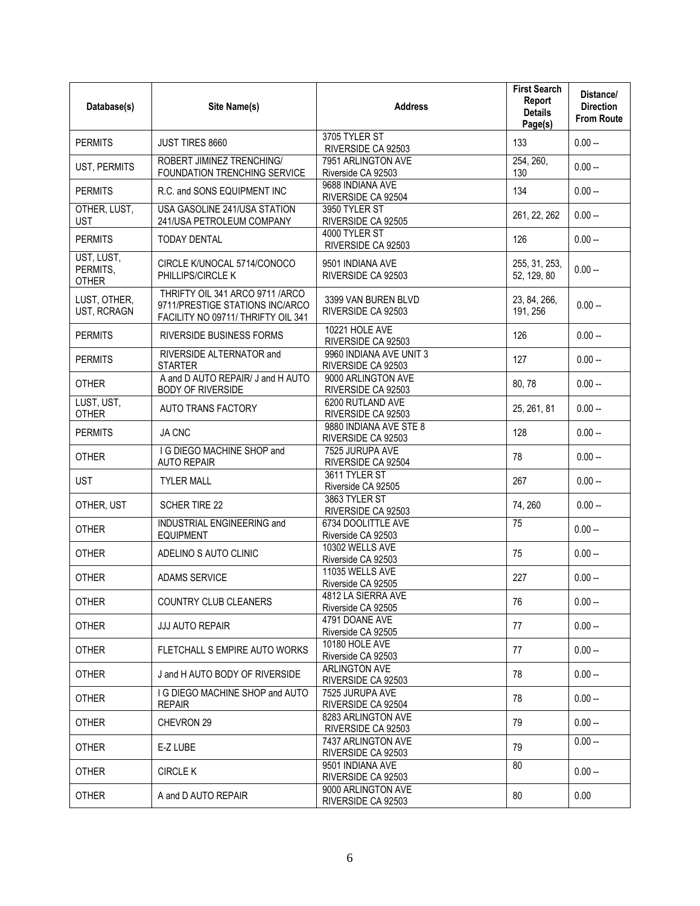| Database(s) | Site Name(s) | Address | First Search Report Details Page(s) | Distance/ Direction From Route |
|---|---|---|---|---|
| PERMITS | JUST TIRES 8660 | 3705 TYLER ST RIVERSIDE CA 92503 | 133 | 0.00 -- |
| UST, PERMITS | ROBERT JIMINEZ TRENCHING/ FOUNDATION TRENCHING SERVICE | 7951 ARLINGTON AVE Riverside CA 92503 | 254, 260, 130 | 0.00 -- |
| PERMITS | R.C. and SONS EQUIPMENT INC | 9688 INDIANA AVE RIVERSIDE CA 92504 | 134 | 0.00 -- |
| OTHER, LUST, UST | USA GASOLINE 241/USA STATION 241/USA PETROLEUM COMPANY | 3950 TYLER ST RIVERSIDE CA 92505 | 261, 22, 262 | 0.00 -- |
| PERMITS | TODAY DENTAL | 4000 TYLER ST RIVERSIDE CA 92503 | 126 | 0.00 -- |
| UST, LUST, PERMITS, OTHER | CIRCLE K/UNOCAL 5714/CONOCO PHILLIPS/CIRCLE K | 9501 INDIANA AVE RIVERSIDE CA 92503 | 255, 31, 253, 52, 129, 80 | 0.00 -- |
| LUST, OTHER, UST, RCRAGN | THRIFTY OIL 341 ARCO 9711 /ARCO 9711/PRESTIGE STATIONS INC/ARCO FACILITY NO 09711/ THRIFTY OIL 341 | 3399 VAN BUREN BLVD RIVERSIDE CA 92503 | 23, 84, 266, 191, 256 | 0.00 -- |
| PERMITS | RIVERSIDE BUSINESS FORMS | 10221 HOLE AVE RIVERSIDE CA 92503 | 126 | 0.00 -- |
| PERMITS | RIVERSIDE ALTERNATOR and STARTER | 9960 INDIANA AVE UNIT 3 RIVERSIDE CA 92503 | 127 | 0.00 -- |
| OTHER | A and D AUTO REPAIR/ J and H AUTO BODY OF RIVERSIDE | 9000 ARLINGTON AVE RIVERSIDE CA 92503 | 80, 78 | 0.00 -- |
| LUST, UST, OTHER | AUTO TRANS FACTORY | 6200 RUTLAND AVE RIVERSIDE CA 92503 | 25, 261, 81 | 0.00 -- |
| PERMITS | JA CNC | 9880 INDIANA AVE STE 8 RIVERSIDE CA 92503 | 128 | 0.00 -- |
| OTHER | I G DIEGO MACHINE SHOP and AUTO REPAIR | 7525 JURUPA AVE RIVERSIDE CA 92504 | 78 | 0.00 -- |
| UST | TYLER MALL | 3611 TYLER ST Riverside CA 92505 | 267 | 0.00 -- |
| OTHER, UST | SCHER TIRE 22 | 3863 TYLER ST RIVERSIDE CA 92503 | 74, 260 | 0.00 -- |
| OTHER | INDUSTRIAL ENGINEERING and EQUIPMENT | 6734 DOOLITTLE AVE Riverside CA 92503 | 75 | 0.00 -- |
| OTHER | ADELINO S AUTO CLINIC | 10302 WELLS AVE Riverside CA 92503 | 75 | 0.00 -- |
| OTHER | ADAMS SERVICE | 11035 WELLS AVE Riverside CA 92505 | 227 | 0.00 -- |
| OTHER | COUNTRY CLUB CLEANERS | 4812 LA SIERRA AVE Riverside CA 92505 | 76 | 0.00 -- |
| OTHER | JJJ AUTO REPAIR | 4791 DOANE AVE Riverside CA 92505 | 77 | 0.00 -- |
| OTHER | FLETCHALL S EMPIRE AUTO WORKS | 10180 HOLE AVE Riverside CA 92503 | 77 | 0.00 -- |
| OTHER | J and H AUTO BODY OF RIVERSIDE | ARLINGTON AVE RIVERSIDE CA 92503 | 78 | 0.00 -- |
| OTHER | I G DIEGO MACHINE SHOP and AUTO REPAIR | 7525 JURUPA AVE RIVERSIDE CA 92504 | 78 | 0.00 -- |
| OTHER | CHEVRON 29 | 8283 ARLINGTON AVE RIVERSIDE CA 92503 | 79 | 0.00 -- |
| OTHER | E-Z LUBE | 7437 ARLINGTON AVE RIVERSIDE CA 92503 | 79 | 0.00 -- |
| OTHER | CIRCLE K | 9501 INDIANA AVE RIVERSIDE CA 92503 | 80 | 0.00 -- |
| OTHER | A and D AUTO REPAIR | 9000 ARLINGTON AVE RIVERSIDE CA 92503 | 80 | 0.00 |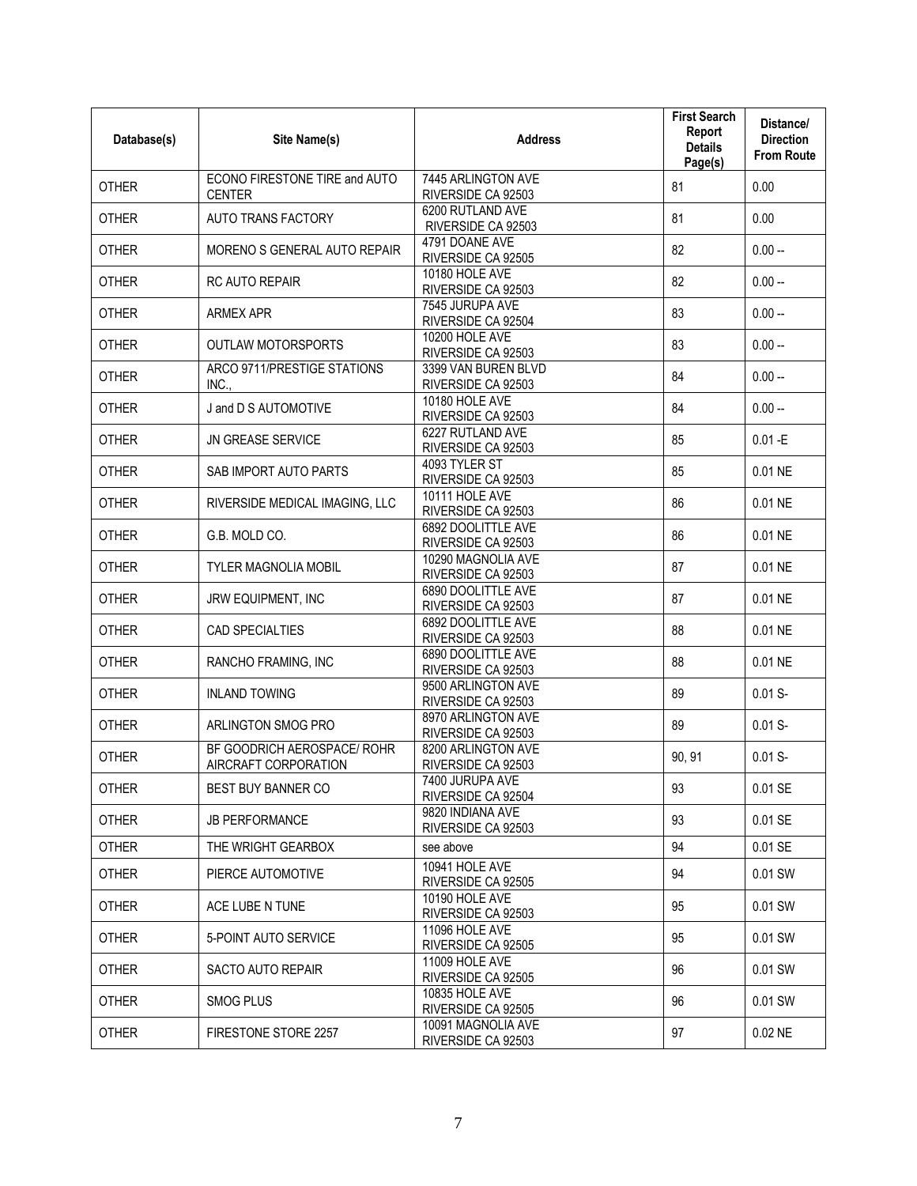| Database(s) | Site Name(s) | Address | First Search Report Details Page(s) | Distance/ Direction From Route |
|---|---|---|---|---|
| OTHER | ECONO FIRESTONE TIRE and AUTO CENTER | 7445 ARLINGTON AVE RIVERSIDE CA 92503 | 81 | 0.00 |
| OTHER | AUTO TRANS FACTORY | 6200 RUTLAND AVE RIVERSIDE CA 92503 | 81 | 0.00 |
| OTHER | MORENO S GENERAL AUTO REPAIR | 4791 DOANE AVE RIVERSIDE CA 92505 | 82 | 0.00 -- |
| OTHER | RC AUTO REPAIR | 10180 HOLE AVE RIVERSIDE CA 92503 | 82 | 0.00 -- |
| OTHER | ARMEX APR | 7545 JURUPA AVE RIVERSIDE CA 92504 | 83 | 0.00 -- |
| OTHER | OUTLAW MOTORSPORTS | 10200 HOLE AVE RIVERSIDE CA 92503 | 83 | 0.00 -- |
| OTHER | ARCO 9711/PRESTIGE STATIONS INC., | 3399 VAN BUREN BLVD RIVERSIDE CA 92503 | 84 | 0.00 -- |
| OTHER | J and D S AUTOMOTIVE | 10180 HOLE AVE RIVERSIDE CA 92503 | 84 | 0.00 -- |
| OTHER | JN GREASE SERVICE | 6227 RUTLAND AVE RIVERSIDE CA 92503 | 85 | 0.01 -E |
| OTHER | SAB IMPORT AUTO PARTS | 4093 TYLER ST RIVERSIDE CA 92503 | 85 | 0.01 NE |
| OTHER | RIVERSIDE MEDICAL IMAGING, LLC | 10111 HOLE AVE RIVERSIDE CA 92503 | 86 | 0.01 NE |
| OTHER | G.B. MOLD CO. | 6892 DOOLITTLE AVE RIVERSIDE CA 92503 | 86 | 0.01 NE |
| OTHER | TYLER MAGNOLIA MOBIL | 10290 MAGNOLIA AVE RIVERSIDE CA 92503 | 87 | 0.01 NE |
| OTHER | JRW EQUIPMENT, INC | 6890 DOOLITTLE AVE RIVERSIDE CA 92503 | 87 | 0.01 NE |
| OTHER | CAD SPECIALTIES | 6892 DOOLITTLE AVE RIVERSIDE CA 92503 | 88 | 0.01 NE |
| OTHER | RANCHO FRAMING, INC | 6890 DOOLITTLE AVE RIVERSIDE CA 92503 | 88 | 0.01 NE |
| OTHER | INLAND TOWING | 9500 ARLINGTON AVE RIVERSIDE CA 92503 | 89 | 0.01 S- |
| OTHER | ARLINGTON SMOG PRO | 8970 ARLINGTON AVE RIVERSIDE CA 92503 | 89 | 0.01 S- |
| OTHER | BF GOODRICH AEROSPACE/ ROHR AIRCRAFT CORPORATION | 8200 ARLINGTON AVE RIVERSIDE CA 92503 | 90, 91 | 0.01 S- |
| OTHER | BEST BUY BANNER CO | 7400 JURUPA AVE RIVERSIDE CA 92504 | 93 | 0.01 SE |
| OTHER | JB PERFORMANCE | 9820 INDIANA AVE RIVERSIDE CA 92503 | 93 | 0.01 SE |
| OTHER | THE WRIGHT GEARBOX | see above | 94 | 0.01 SE |
| OTHER | PIERCE AUTOMOTIVE | 10941 HOLE AVE RIVERSIDE CA 92505 | 94 | 0.01 SW |
| OTHER | ACE LUBE N TUNE | 10190 HOLE AVE RIVERSIDE CA 92503 | 95 | 0.01 SW |
| OTHER | 5-POINT AUTO SERVICE | 11096 HOLE AVE RIVERSIDE CA 92505 | 95 | 0.01 SW |
| OTHER | SACTO AUTO REPAIR | 11009 HOLE AVE RIVERSIDE CA 92505 | 96 | 0.01 SW |
| OTHER | SMOG PLUS | 10835 HOLE AVE RIVERSIDE CA 92505 | 96 | 0.01 SW |
| OTHER | FIRESTONE STORE 2257 | 10091 MAGNOLIA AVE RIVERSIDE CA 92503 | 97 | 0.02 NE |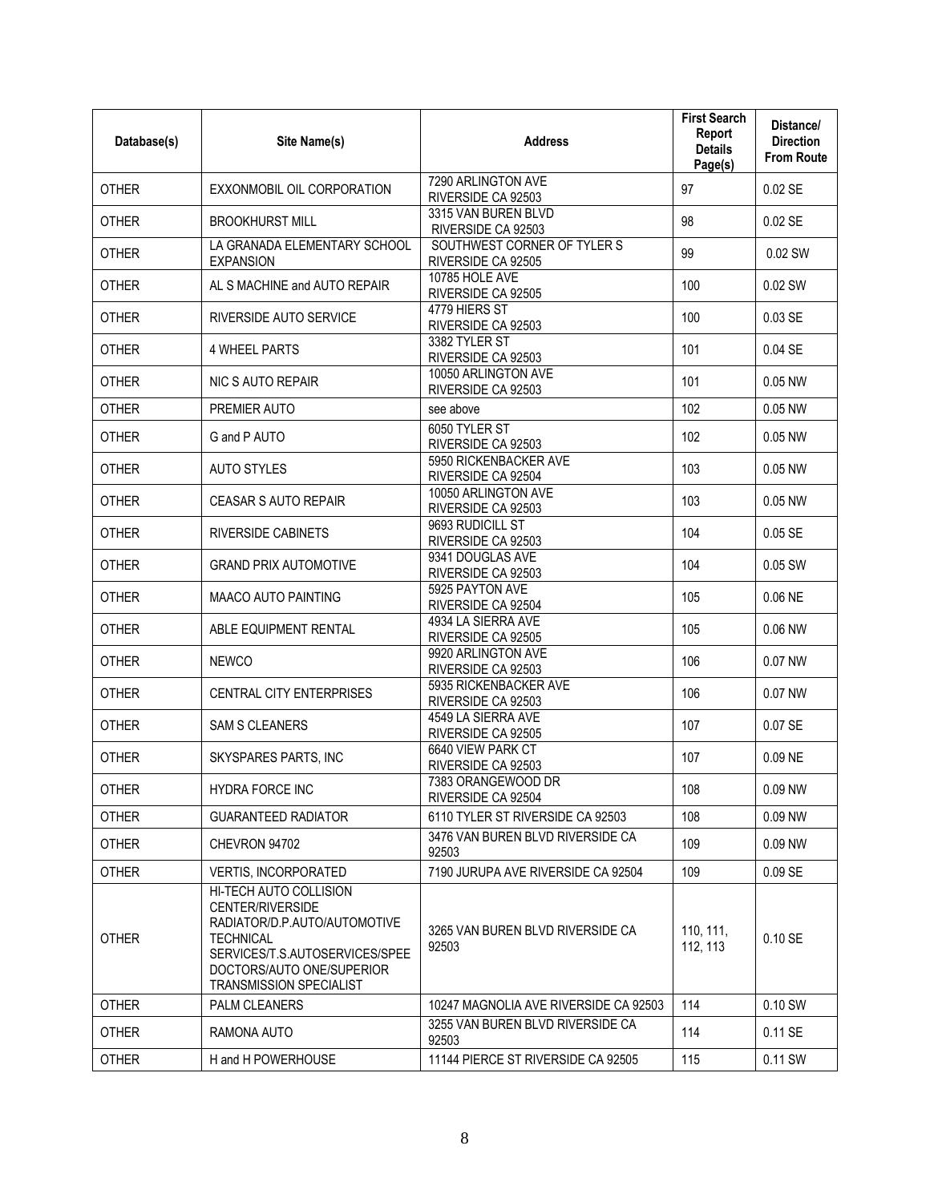| Database(s) | Site Name(s) | Address | First Search Report Details Page(s) | Distance/ Direction From Route |
|---|---|---|---|---|
| OTHER | EXXONMOBIL OIL CORPORATION | 7290 ARLINGTON AVE RIVERSIDE CA 92503 | 97 | 0.02 SE |
| OTHER | BROOKHURST MILL | 3315 VAN BUREN BLVD RIVERSIDE CA 92503 | 98 | 0.02 SE |
| OTHER | LA GRANADA ELEMENTARY SCHOOL EXPANSION | SOUTHWEST CORNER OF TYLER S RIVERSIDE CA 92505 | 99 | 0.02 SW |
| OTHER | AL S MACHINE and AUTO REPAIR | 10785 HOLE AVE RIVERSIDE CA 92505 | 100 | 0.02 SW |
| OTHER | RIVERSIDE AUTO SERVICE | 4779 HIERS ST RIVERSIDE CA 92503 | 100 | 0.03 SE |
| OTHER | 4 WHEEL PARTS | 3382 TYLER ST RIVERSIDE CA 92503 | 101 | 0.04 SE |
| OTHER | NIC S AUTO REPAIR | 10050 ARLINGTON AVE RIVERSIDE CA 92503 | 101 | 0.05 NW |
| OTHER | PREMIER AUTO | see above | 102 | 0.05 NW |
| OTHER | G and P AUTO | 6050 TYLER ST RIVERSIDE CA 92503 | 102 | 0.05 NW |
| OTHER | AUTO STYLES | 5950 RICKENBACKER AVE RIVERSIDE CA 92504 | 103 | 0.05 NW |
| OTHER | CEASAR S AUTO REPAIR | 10050 ARLINGTON AVE RIVERSIDE CA 92503 | 103 | 0.05 NW |
| OTHER | RIVERSIDE CABINETS | 9693 RUDICILL ST RIVERSIDE CA 92503 | 104 | 0.05 SE |
| OTHER | GRAND PRIX AUTOMOTIVE | 9341 DOUGLAS AVE RIVERSIDE CA 92503 | 104 | 0.05 SW |
| OTHER | MAACO AUTO PAINTING | 5925 PAYTON AVE RIVERSIDE CA 92504 | 105 | 0.06 NE |
| OTHER | ABLE EQUIPMENT RENTAL | 4934 LA SIERRA AVE RIVERSIDE CA 92505 | 105 | 0.06 NW |
| OTHER | NEWCO | 9920 ARLINGTON AVE RIVERSIDE CA 92503 | 106 | 0.07 NW |
| OTHER | CENTRAL CITY ENTERPRISES | 5935 RICKENBACKER AVE RIVERSIDE CA 92503 | 106 | 0.07 NW |
| OTHER | SAM S CLEANERS | 4549 LA SIERRA AVE RIVERSIDE CA 92505 | 107 | 0.07 SE |
| OTHER | SKYSPARES PARTS, INC | 6640 VIEW PARK CT RIVERSIDE CA 92503 | 107 | 0.09 NE |
| OTHER | HYDRA FORCE INC | 7383 ORANGEWOOD DR RIVERSIDE CA 92504 | 108 | 0.09 NW |
| OTHER | GUARANTEED RADIATOR | 6110 TYLER ST RIVERSIDE CA 92503 | 108 | 0.09 NW |
| OTHER | CHEVRON 94702 | 3476 VAN BUREN BLVD RIVERSIDE CA 92503 | 109 | 0.09 NW |
| OTHER | VERTIS, INCORPORATED | 7190 JURUPA AVE RIVERSIDE CA 92504 | 109 | 0.09 SE |
| OTHER | HI-TECH AUTO COLLISION CENTER/RIVERSIDE RADIATOR/D.P.AUTO/AUTOMOTIVE TECHNICAL SERVICES/T.S.AUTOSERVICES/SPEE DOCTORS/AUTO ONE/SUPERIOR TRANSMISSION SPECIALIST | 3265 VAN BUREN BLVD RIVERSIDE CA 92503 | 110, 111, 112, 113 | 0.10 SE |
| OTHER | PALM CLEANERS | 10247 MAGNOLIA AVE RIVERSIDE CA 92503 | 114 | 0.10 SW |
| OTHER | RAMONA AUTO | 3255 VAN BUREN BLVD RIVERSIDE CA 92503 | 114 | 0.11 SE |
| OTHER | H and H POWERHOUSE | 11144 PIERCE ST RIVERSIDE CA 92505 | 115 | 0.11 SW |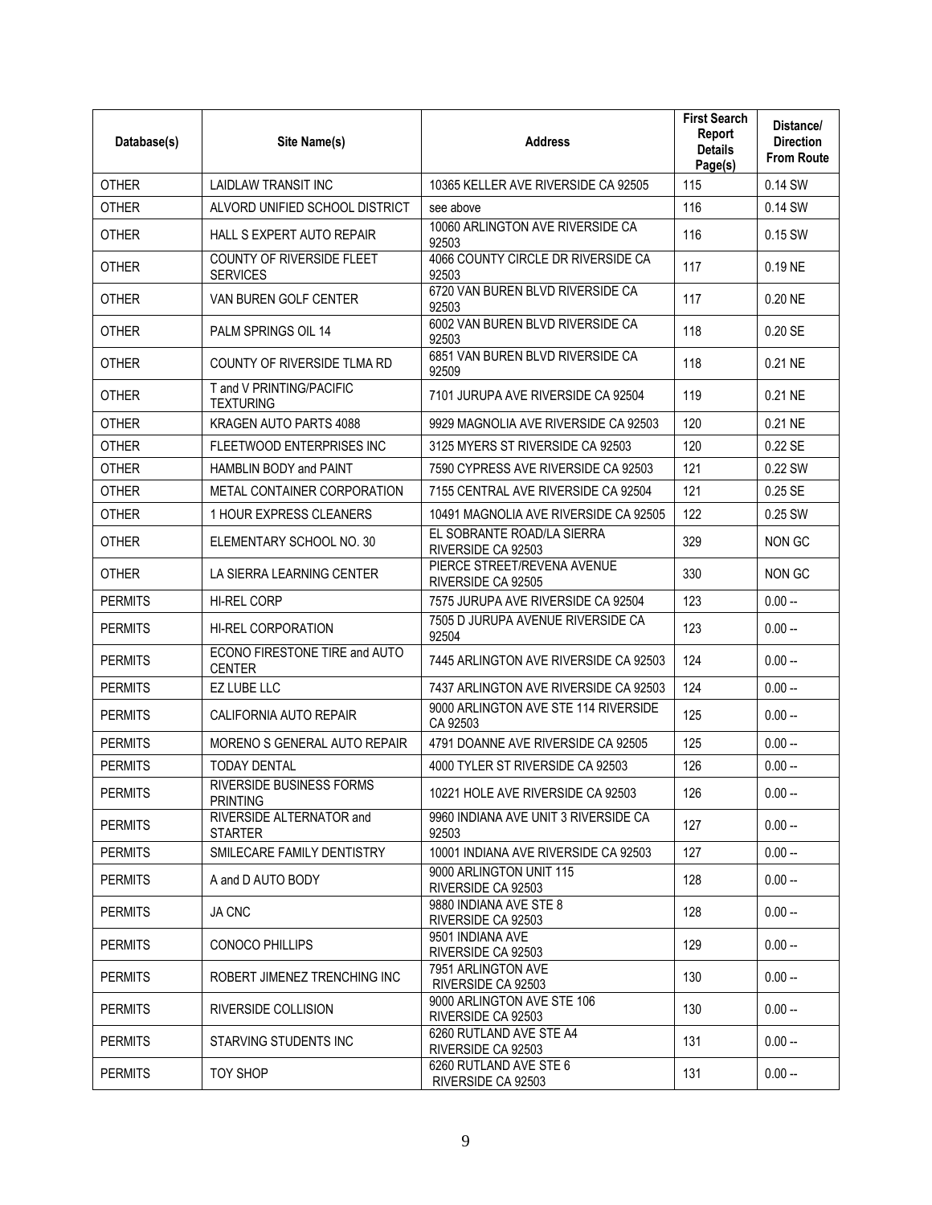| Database(s) | Site Name(s) | Address | First Search Report Details Page(s) | Distance/ Direction From Route |
|---|---|---|---|---|
| OTHER | LAIDLAW TRANSIT INC | 10365 KELLER AVE RIVERSIDE CA 92505 | 115 | 0.14 SW |
| OTHER | ALVORD UNIFIED SCHOOL DISTRICT | see above | 116 | 0.14 SW |
| OTHER | HALL S EXPERT AUTO REPAIR | 10060 ARLINGTON AVE RIVERSIDE CA 92503 | 116 | 0.15 SW |
| OTHER | COUNTY OF RIVERSIDE FLEET SERVICES | 4066 COUNTY CIRCLE DR RIVERSIDE CA 92503 | 117 | 0.19 NE |
| OTHER | VAN BUREN GOLF CENTER | 6720 VAN BUREN BLVD RIVERSIDE CA 92503 | 117 | 0.20 NE |
| OTHER | PALM SPRINGS OIL 14 | 6002 VAN BUREN BLVD RIVERSIDE CA 92503 | 118 | 0.20 SE |
| OTHER | COUNTY OF RIVERSIDE TLMA RD | 6851 VAN BUREN BLVD RIVERSIDE CA 92509 | 118 | 0.21 NE |
| OTHER | T and V PRINTING/PACIFIC TEXTURING | 7101 JURUPA AVE RIVERSIDE CA 92504 | 119 | 0.21 NE |
| OTHER | KRAGEN AUTO PARTS 4088 | 9929 MAGNOLIA AVE RIVERSIDE CA 92503 | 120 | 0.21 NE |
| OTHER | FLEETWOOD ENTERPRISES INC | 3125 MYERS ST RIVERSIDE CA 92503 | 120 | 0.22 SE |
| OTHER | HAMBLIN BODY and PAINT | 7590 CYPRESS AVE RIVERSIDE CA 92503 | 121 | 0.22 SW |
| OTHER | METAL CONTAINER CORPORATION | 7155 CENTRAL AVE RIVERSIDE CA 92504 | 121 | 0.25 SE |
| OTHER | 1 HOUR EXPRESS CLEANERS | 10491 MAGNOLIA AVE RIVERSIDE CA 92505 | 122 | 0.25 SW |
| OTHER | ELEMENTARY SCHOOL NO. 30 | EL SOBRANTE ROAD/LA SIERRA RIVERSIDE CA 92503 | 329 | NON GC |
| OTHER | LA SIERRA LEARNING CENTER | PIERCE STREET/REVENA AVENUE RIVERSIDE CA 92505 | 330 | NON GC |
| PERMITS | HI-REL CORP | 7575 JURUPA AVE RIVERSIDE CA 92504 | 123 | 0.00 -- |
| PERMITS | HI-REL CORPORATION | 7505 D JURUPA AVENUE RIVERSIDE CA 92504 | 123 | 0.00 -- |
| PERMITS | ECONO FIRESTONE TIRE and AUTO CENTER | 7445 ARLINGTON AVE RIVERSIDE CA 92503 | 124 | 0.00 -- |
| PERMITS | EZ LUBE LLC | 7437 ARLINGTON AVE RIVERSIDE CA 92503 | 124 | 0.00 -- |
| PERMITS | CALIFORNIA AUTO REPAIR | 9000 ARLINGTON AVE STE 114 RIVERSIDE CA 92503 | 125 | 0.00 -- |
| PERMITS | MORENO S GENERAL AUTO REPAIR | 4791 DOANNE AVE RIVERSIDE CA 92505 | 125 | 0.00 -- |
| PERMITS | TODAY DENTAL | 4000 TYLER ST RIVERSIDE CA 92503 | 126 | 0.00 -- |
| PERMITS | RIVERSIDE BUSINESS FORMS PRINTING | 10221 HOLE AVE RIVERSIDE CA 92503 | 126 | 0.00 -- |
| PERMITS | RIVERSIDE ALTERNATOR and STARTER | 9960 INDIANA AVE UNIT 3 RIVERSIDE CA 92503 | 127 | 0.00 -- |
| PERMITS | SMILECARE FAMILY DENTISTRY | 10001 INDIANA AVE RIVERSIDE CA 92503 | 127 | 0.00 -- |
| PERMITS | A and D AUTO BODY | 9000 ARLINGTON UNIT 115 RIVERSIDE CA 92503 | 128 | 0.00 -- |
| PERMITS | JA CNC | 9880 INDIANA AVE STE 8 RIVERSIDE CA 92503 | 128 | 0.00 -- |
| PERMITS | CONOCO PHILLIPS | 9501 INDIANA AVE RIVERSIDE CA 92503 | 129 | 0.00 -- |
| PERMITS | ROBERT JIMENEZ TRENCHING INC | 7951 ARLINGTON AVE RIVERSIDE CA 92503 | 130 | 0.00 -- |
| PERMITS | RIVERSIDE COLLISION | 9000 ARLINGTON AVE STE 106 RIVERSIDE CA 92503 | 130 | 0.00 -- |
| PERMITS | STARVING STUDENTS INC | 6260 RUTLAND AVE STE A4 RIVERSIDE CA 92503 | 131 | 0.00 -- |
| PERMITS | TOY SHOP | 6260 RUTLAND AVE STE 6 RIVERSIDE CA 92503 | 131 | 0.00 -- |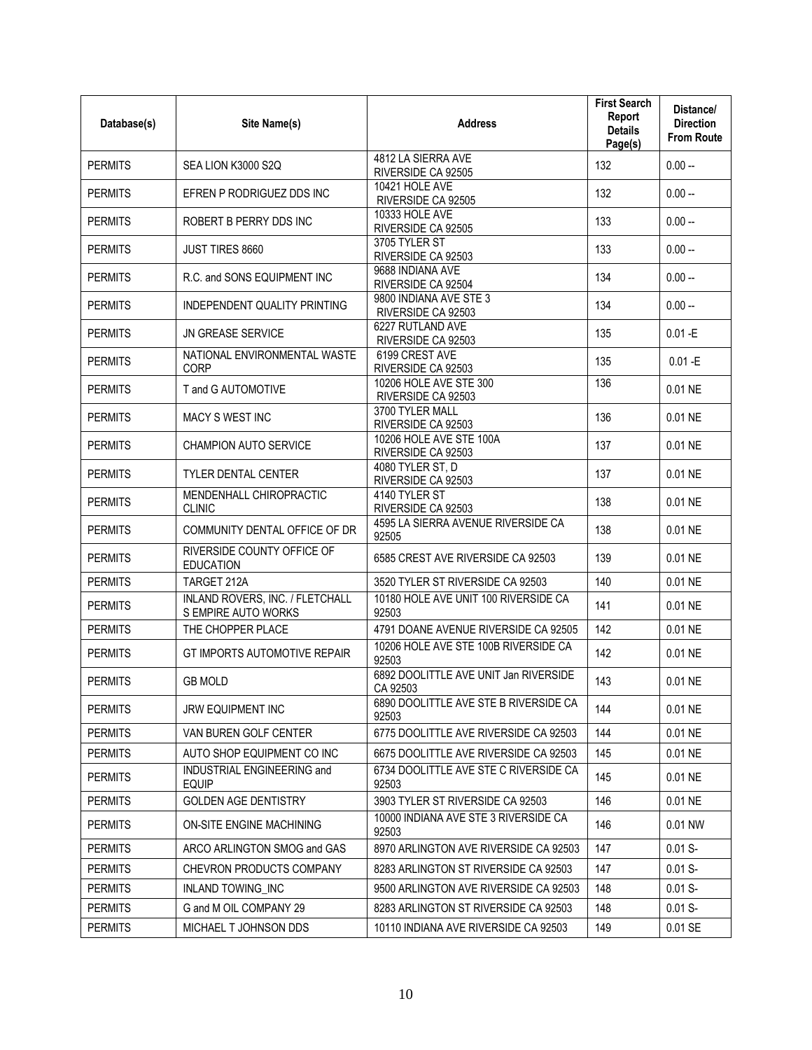| Database(s) | Site Name(s) | Address | First Search Report Details Page(s) | Distance/ Direction From Route |
|---|---|---|---|---|
| PERMITS | SEA LION K3000 S2Q | 4812 LA SIERRA AVE RIVERSIDE CA 92505 | 132 | 0.00 -- |
| PERMITS | EFREN P RODRIGUEZ DDS INC | 10421 HOLE AVE RIVERSIDE CA 92505 | 132 | 0.00 -- |
| PERMITS | ROBERT B PERRY DDS INC | 10333 HOLE AVE RIVERSIDE CA 92505 | 133 | 0.00 -- |
| PERMITS | JUST TIRES 8660 | 3705 TYLER ST RIVERSIDE CA 92503 | 133 | 0.00 -- |
| PERMITS | R.C. and SONS EQUIPMENT INC | 9688 INDIANA AVE RIVERSIDE CA 92504 | 134 | 0.00 -- |
| PERMITS | INDEPENDENT QUALITY PRINTING | 9800 INDIANA AVE STE 3 RIVERSIDE CA 92503 | 134 | 0.00 -- |
| PERMITS | JN GREASE SERVICE | 6227 RUTLAND AVE RIVERSIDE CA 92503 | 135 | 0.01 -E |
| PERMITS | NATIONAL ENVIRONMENTAL WASTE CORP | 6199 CREST AVE RIVERSIDE CA 92503 | 135 | 0.01 -E |
| PERMITS | T and G AUTOMOTIVE | 10206 HOLE AVE STE 300 RIVERSIDE CA 92503 | 136 | 0.01 NE |
| PERMITS | MACY S WEST INC | 3700 TYLER MALL RIVERSIDE CA 92503 | 136 | 0.01 NE |
| PERMITS | CHAMPION AUTO SERVICE | 10206 HOLE AVE STE 100A RIVERSIDE CA 92503 | 137 | 0.01 NE |
| PERMITS | TYLER DENTAL CENTER | 4080 TYLER ST, D RIVERSIDE CA 92503 | 137 | 0.01 NE |
| PERMITS | MENDENHALL CHIROPRACTIC CLINIC | 4140 TYLER ST RIVERSIDE CA 92503 | 138 | 0.01 NE |
| PERMITS | COMMUNITY DENTAL OFFICE OF DR | 4595 LA SIERRA AVENUE RIVERSIDE CA 92505 | 138 | 0.01 NE |
| PERMITS | RIVERSIDE COUNTY OFFICE OF EDUCATION | 6585 CREST AVE RIVERSIDE CA 92503 | 139 | 0.01 NE |
| PERMITS | TARGET 212A | 3520 TYLER ST RIVERSIDE CA 92503 | 140 | 0.01 NE |
| PERMITS | INLAND ROVERS, INC. / FLETCHALL S EMPIRE AUTO WORKS | 10180 HOLE AVE UNIT 100 RIVERSIDE CA 92503 | 141 | 0.01 NE |
| PERMITS | THE CHOPPER PLACE | 4791 DOANE AVENUE RIVERSIDE CA 92505 | 142 | 0.01 NE |
| PERMITS | GT IMPORTS AUTOMOTIVE REPAIR | 10206 HOLE AVE STE 100B RIVERSIDE CA 92503 | 142 | 0.01 NE |
| PERMITS | GB MOLD | 6892 DOOLITTLE AVE UNIT Jan RIVERSIDE CA 92503 | 143 | 0.01 NE |
| PERMITS | JRW EQUIPMENT INC | 6890 DOOLITTLE AVE STE B RIVERSIDE CA 92503 | 144 | 0.01 NE |
| PERMITS | VAN BUREN GOLF CENTER | 6775 DOOLITTLE AVE RIVERSIDE CA 92503 | 144 | 0.01 NE |
| PERMITS | AUTO SHOP EQUIPMENT CO INC | 6675 DOOLITTLE AVE RIVERSIDE CA 92503 | 145 | 0.01 NE |
| PERMITS | INDUSTRIAL ENGINEERING and EQUIP | 6734 DOOLITTLE AVE STE C RIVERSIDE CA 92503 | 145 | 0.01 NE |
| PERMITS | GOLDEN AGE DENTISTRY | 3903 TYLER ST RIVERSIDE CA 92503 | 146 | 0.01 NE |
| PERMITS | ON-SITE ENGINE MACHINING | 10000 INDIANA AVE STE 3 RIVERSIDE CA 92503 | 146 | 0.01 NW |
| PERMITS | ARCO ARLINGTON SMOG and GAS | 8970 ARLINGTON AVE RIVERSIDE CA 92503 | 147 | 0.01 S- |
| PERMITS | CHEVRON PRODUCTS COMPANY | 8283 ARLINGTON ST RIVERSIDE CA 92503 | 147 | 0.01 S- |
| PERMITS | INLAND TOWING_INC | 9500 ARLINGTON AVE RIVERSIDE CA 92503 | 148 | 0.01 S- |
| PERMITS | G and M OIL COMPANY 29 | 8283 ARLINGTON ST RIVERSIDE CA 92503 | 148 | 0.01 S- |
| PERMITS | MICHAEL T JOHNSON DDS | 10110 INDIANA AVE RIVERSIDE CA 92503 | 149 | 0.01 SE |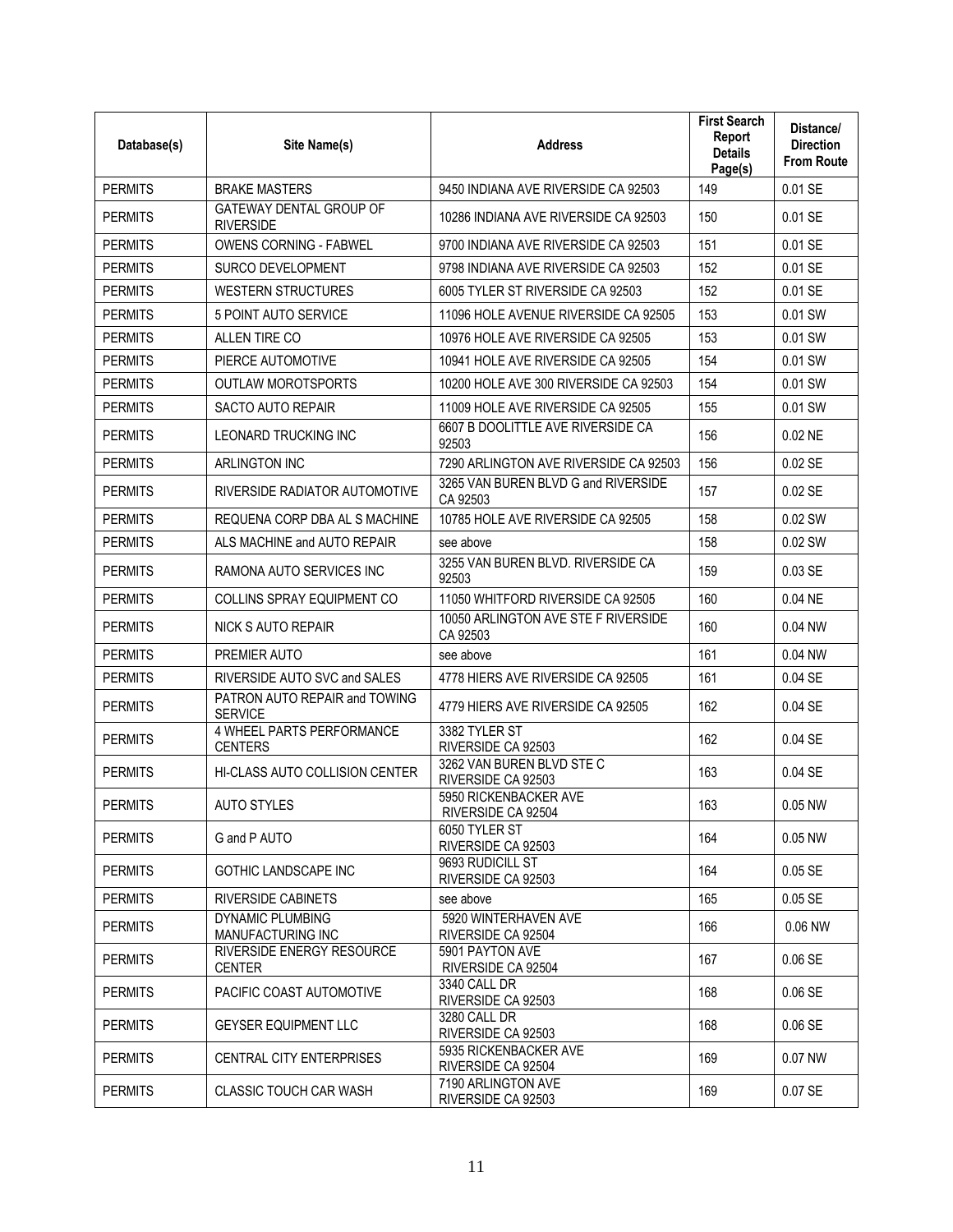| Database(s) | Site Name(s) | Address | First Search Report Details Page(s) | Distance/ Direction From Route |
|---|---|---|---|---|
| PERMITS | BRAKE MASTERS | 9450 INDIANA AVE RIVERSIDE CA 92503 | 149 | 0.01 SE |
| PERMITS | GATEWAY DENTAL GROUP OF RIVERSIDE | 10286 INDIANA AVE RIVERSIDE CA 92503 | 150 | 0.01 SE |
| PERMITS | OWENS CORNING - FABWEL | 9700 INDIANA AVE RIVERSIDE CA 92503 | 151 | 0.01 SE |
| PERMITS | SURCO DEVELOPMENT | 9798 INDIANA AVE RIVERSIDE CA 92503 | 152 | 0.01 SE |
| PERMITS | WESTERN STRUCTURES | 6005 TYLER ST RIVERSIDE CA 92503 | 152 | 0.01 SE |
| PERMITS | 5 POINT AUTO SERVICE | 11096 HOLE AVENUE RIVERSIDE CA 92505 | 153 | 0.01 SW |
| PERMITS | ALLEN TIRE CO | 10976 HOLE AVE RIVERSIDE CA 92505 | 153 | 0.01 SW |
| PERMITS | PIERCE AUTOMOTIVE | 10941 HOLE AVE RIVERSIDE CA 92505 | 154 | 0.01 SW |
| PERMITS | OUTLAW MOROTSPORTS | 10200 HOLE AVE 300 RIVERSIDE CA 92503 | 154 | 0.01 SW |
| PERMITS | SACTO AUTO REPAIR | 11009 HOLE AVE RIVERSIDE CA 92505 | 155 | 0.01 SW |
| PERMITS | LEONARD TRUCKING INC | 6607 B DOOLITTLE AVE RIVERSIDE CA 92503 | 156 | 0.02 NE |
| PERMITS | ARLINGTON INC | 7290 ARLINGTON AVE RIVERSIDE CA 92503 | 156 | 0.02 SE |
| PERMITS | RIVERSIDE RADIATOR AUTOMOTIVE | 3265 VAN BUREN BLVD G and RIVERSIDE CA 92503 | 157 | 0.02 SE |
| PERMITS | REQUENA CORP DBA AL S MACHINE | 10785 HOLE AVE RIVERSIDE CA 92505 | 158 | 0.02 SW |
| PERMITS | ALS MACHINE and AUTO REPAIR | see above | 158 | 0.02 SW |
| PERMITS | RAMONA AUTO SERVICES INC | 3255 VAN BUREN BLVD. RIVERSIDE CA 92503 | 159 | 0.03 SE |
| PERMITS | COLLINS SPRAY EQUIPMENT CO | 11050 WHITFORD RIVERSIDE CA 92505 | 160 | 0.04 NE |
| PERMITS | NICK S AUTO REPAIR | 10050 ARLINGTON AVE STE F RIVERSIDE CA 92503 | 160 | 0.04 NW |
| PERMITS | PREMIER AUTO | see above | 161 | 0.04 NW |
| PERMITS | RIVERSIDE AUTO SVC and SALES | 4778 HIERS AVE RIVERSIDE CA 92505 | 161 | 0.04 SE |
| PERMITS | PATRON AUTO REPAIR and TOWING SERVICE | 4779 HIERS AVE RIVERSIDE CA 92505 | 162 | 0.04 SE |
| PERMITS | 4 WHEEL PARTS PERFORMANCE CENTERS | 3382 TYLER ST RIVERSIDE CA 92503 | 162 | 0.04 SE |
| PERMITS | HI-CLASS AUTO COLLISION CENTER | 3262 VAN BUREN BLVD STE C RIVERSIDE CA 92503 | 163 | 0.04 SE |
| PERMITS | AUTO STYLES | 5950 RICKENBACKER AVE RIVERSIDE CA 92504 | 163 | 0.05 NW |
| PERMITS | G and P AUTO | 6050 TYLER ST RIVERSIDE CA 92503 | 164 | 0.05 NW |
| PERMITS | GOTHIC LANDSCAPE INC | 9693 RUDICILL ST RIVERSIDE CA 92503 | 164 | 0.05 SE |
| PERMITS | RIVERSIDE CABINETS | see above | 165 | 0.05 SE |
| PERMITS | DYNAMIC PLUMBING MANUFACTURING INC | 5920 WINTERHAVEN AVE RIVERSIDE CA 92504 | 166 | 0.06 NW |
| PERMITS | RIVERSIDE ENERGY RESOURCE CENTER | 5901 PAYTON AVE RIVERSIDE CA 92504 | 167 | 0.06 SE |
| PERMITS | PACIFIC COAST AUTOMOTIVE | 3340 CALL DR RIVERSIDE CA 92503 | 168 | 0.06 SE |
| PERMITS | GEYSER EQUIPMENT LLC | 3280 CALL DR RIVERSIDE CA 92503 | 168 | 0.06 SE |
| PERMITS | CENTRAL CITY ENTERPRISES | 5935 RICKENBACKER AVE RIVERSIDE CA 92504 | 169 | 0.07 NW |
| PERMITS | CLASSIC TOUCH CAR WASH | 7190 ARLINGTON AVE RIVERSIDE CA 92503 | 169 | 0.07 SE |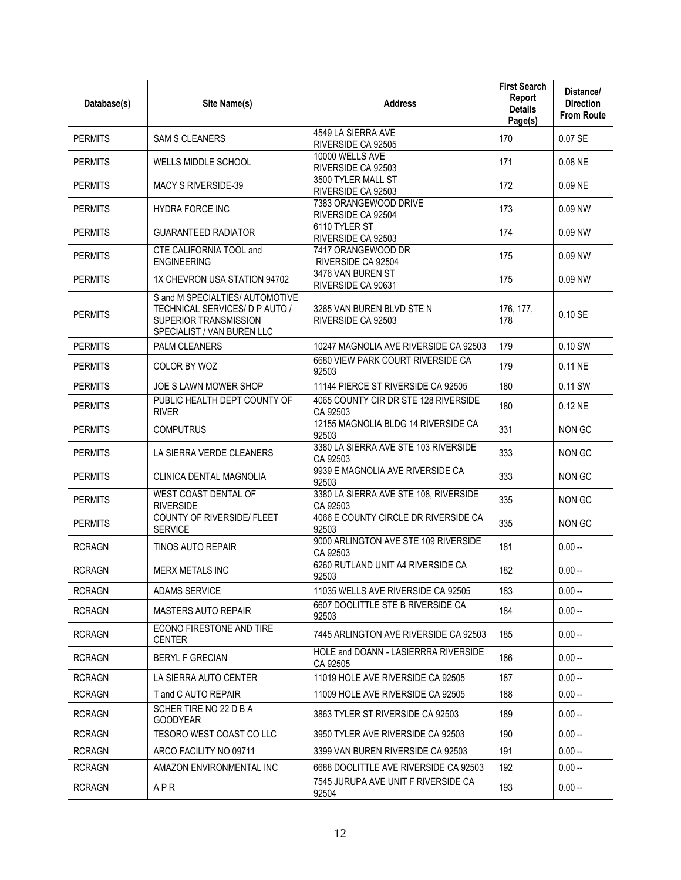| Database(s) | Site Name(s) | Address | First Search Report Details Page(s) | Distance/ Direction From Route |
|---|---|---|---|---|
| PERMITS | SAM S CLEANERS | 4549 LA SIERRA AVE RIVERSIDE CA 92505 | 170 | 0.07 SE |
| PERMITS | WELLS MIDDLE SCHOOL | 10000 WELLS AVE RIVERSIDE CA 92503 | 171 | 0.08 NE |
| PERMITS | MACY S RIVERSIDE-39 | 3500 TYLER MALL ST RIVERSIDE CA 92503 | 172 | 0.09 NE |
| PERMITS | HYDRA FORCE INC | 7383 ORANGEWOOD DRIVE RIVERSIDE CA 92504 | 173 | 0.09 NW |
| PERMITS | GUARANTEED RADIATOR | 6110 TYLER ST RIVERSIDE CA 92503 | 174 | 0.09 NW |
| PERMITS | CTE CALIFORNIA TOOL and ENGINEERING | 7417 ORANGEWOOD DR RIVERSIDE CA 92504 | 175 | 0.09 NW |
| PERMITS | 1X CHEVRON USA STATION 94702 | 3476 VAN BUREN ST RIVERSIDE CA 90631 | 175 | 0.09 NW |
| PERMITS | S and M SPECIALTIES/ AUTOMOTIVE TECHNICAL SERVICES/ D P AUTO / SUPERIOR TRANSMISSION SPECIALIST / VAN BUREN LLC | 3265 VAN BUREN BLVD STE N RIVERSIDE CA 92503 | 176, 177, 178 | 0.10 SE |
| PERMITS | PALM CLEANERS | 10247 MAGNOLIA AVE RIVERSIDE CA 92503 | 179 | 0.10 SW |
| PERMITS | COLOR BY WOZ | 6680 VIEW PARK COURT RIVERSIDE CA 92503 | 179 | 0.11 NE |
| PERMITS | JOE S LAWN MOWER SHOP | 11144 PIERCE ST RIVERSIDE CA 92505 | 180 | 0.11 SW |
| PERMITS | PUBLIC HEALTH DEPT COUNTY OF RIVER | 4065 COUNTY CIR DR STE 128 RIVERSIDE CA 92503 | 180 | 0.12 NE |
| PERMITS | COMPUTRUS | 12155 MAGNOLIA BLDG 14 RIVERSIDE CA 92503 | 331 | NON GC |
| PERMITS | LA SIERRA VERDE CLEANERS | 3380 LA SIERRA AVE STE 103 RIVERSIDE CA 92503 | 333 | NON GC |
| PERMITS | CLINICA DENTAL MAGNOLIA | 9939 E MAGNOLIA AVE RIVERSIDE CA 92503 | 333 | NON GC |
| PERMITS | WEST COAST DENTAL OF RIVERSIDE | 3380 LA SIERRA AVE STE 108, RIVERSIDE CA 92503 | 335 | NON GC |
| PERMITS | COUNTY OF RIVERSIDE/ FLEET SERVICE | 4066 E COUNTY CIRCLE DR RIVERSIDE CA 92503 | 335 | NON GC |
| RCRAGN | TINOS AUTO REPAIR | 9000 ARLINGTON AVE STE 109 RIVERSIDE CA 92503 | 181 | 0.00 -- |
| RCRAGN | MERX METALS INC | 6260 RUTLAND UNIT A4 RIVERSIDE CA 92503 | 182 | 0.00 -- |
| RCRAGN | ADAMS SERVICE | 11035 WELLS AVE RIVERSIDE CA 92505 | 183 | 0.00 -- |
| RCRAGN | MASTERS AUTO REPAIR | 6607 DOOLITTLE STE B RIVERSIDE CA 92503 | 184 | 0.00 -- |
| RCRAGN | ECONO FIRESTONE AND TIRE CENTER | 7445 ARLINGTON AVE RIVERSIDE CA 92503 | 185 | 0.00 -- |
| RCRAGN | BERYL F GRECIAN | HOLE and DOANN - LASIERRRA RIVERSIDE CA 92505 | 186 | 0.00 -- |
| RCRAGN | LA SIERRA AUTO CENTER | 11019 HOLE AVE RIVERSIDE CA 92505 | 187 | 0.00 -- |
| RCRAGN | T and C AUTO REPAIR | 11009 HOLE AVE RIVERSIDE CA 92505 | 188 | 0.00 -- |
| RCRAGN | SCHER TIRE NO 22 D B A GOODYEAR | 3863 TYLER ST RIVERSIDE CA 92503 | 189 | 0.00 -- |
| RCRAGN | TESORO WEST COAST CO LLC | 3950 TYLER AVE RIVERSIDE CA 92503 | 190 | 0.00 -- |
| RCRAGN | ARCO FACILITY NO 09711 | 3399 VAN BUREN RIVERSIDE CA 92503 | 191 | 0.00 -- |
| RCRAGN | AMAZON ENVIRONMENTAL INC | 6688 DOOLITTLE AVE RIVERSIDE CA 92503 | 192 | 0.00 -- |
| RCRAGN | A P R | 7545 JURUPA AVE UNIT F RIVERSIDE CA 92504 | 193 | 0.00 -- |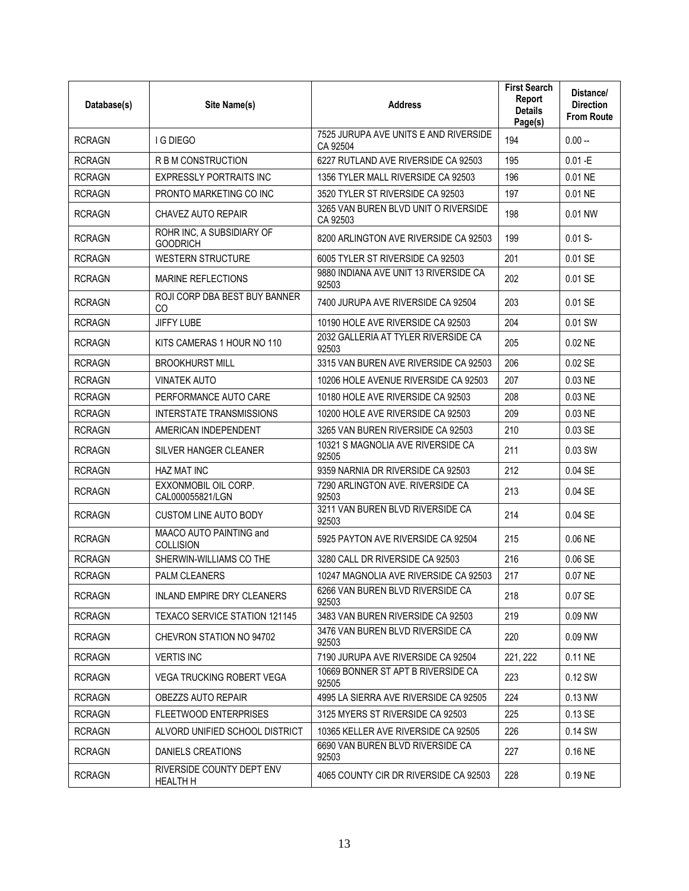| Database(s) | Site Name(s) | Address | First Search Report Details Page(s) | Distance/ Direction From Route |
|---|---|---|---|---|
| RCRAGN | I G DIEGO | 7525 JURUPA AVE UNITS E AND RIVERSIDE CA 92504 | 194 | 0.00 -- |
| RCRAGN | R B M CONSTRUCTION | 6227 RUTLAND AVE RIVERSIDE CA 92503 | 195 | 0.01 -E |
| RCRAGN | EXPRESSLY PORTRAITS INC | 1356 TYLER MALL RIVERSIDE CA 92503 | 196 | 0.01 NE |
| RCRAGN | PRONTO MARKETING CO INC | 3520 TYLER ST RIVERSIDE CA 92503 | 197 | 0.01 NE |
| RCRAGN | CHAVEZ AUTO REPAIR | 3265 VAN BUREN BLVD UNIT O RIVERSIDE CA 92503 | 198 | 0.01 NW |
| RCRAGN | ROHR INC, A SUBSIDIARY OF GOODRICH | 8200 ARLINGTON AVE RIVERSIDE CA 92503 | 199 | 0.01 S- |
| RCRAGN | WESTERN STRUCTURE | 6005 TYLER ST RIVERSIDE CA 92503 | 201 | 0.01 SE |
| RCRAGN | MARINE REFLECTIONS | 9880 INDIANA AVE UNIT 13 RIVERSIDE CA 92503 | 202 | 0.01 SE |
| RCRAGN | ROJI CORP DBA BEST BUY BANNER CO | 7400 JURUPA AVE RIVERSIDE CA 92504 | 203 | 0.01 SE |
| RCRAGN | JIFFY LUBE | 10190 HOLE AVE RIVERSIDE CA 92503 | 204 | 0.01 SW |
| RCRAGN | KITS CAMERAS 1 HOUR NO 110 | 2032 GALLERIA AT TYLER RIVERSIDE CA 92503 | 205 | 0.02 NE |
| RCRAGN | BROOKHURST MILL | 3315 VAN BUREN AVE RIVERSIDE CA 92503 | 206 | 0.02 SE |
| RCRAGN | VINATEK AUTO | 10206 HOLE AVENUE RIVERSIDE CA 92503 | 207 | 0.03 NE |
| RCRAGN | PERFORMANCE AUTO CARE | 10180 HOLE AVE RIVERSIDE CA 92503 | 208 | 0.03 NE |
| RCRAGN | INTERSTATE TRANSMISSIONS | 10200 HOLE AVE RIVERSIDE CA 92503 | 209 | 0.03 NE |
| RCRAGN | AMERICAN INDEPENDENT | 3265 VAN BUREN RIVERSIDE CA 92503 | 210 | 0.03 SE |
| RCRAGN | SILVER HANGER CLEANER | 10321 S MAGNOLIA AVE RIVERSIDE CA 92505 | 211 | 0.03 SW |
| RCRAGN | HAZ MAT INC | 9359 NARNIA DR RIVERSIDE CA 92503 | 212 | 0.04 SE |
| RCRAGN | EXXONMOBIL OIL CORP. CAL000055821/LGN | 7290 ARLINGTON AVE. RIVERSIDE CA 92503 | 213 | 0.04 SE |
| RCRAGN | CUSTOM LINE AUTO BODY | 3211 VAN BUREN BLVD RIVERSIDE CA 92503 | 214 | 0.04 SE |
| RCRAGN | MAACO AUTO PAINTING and COLLISION | 5925 PAYTON AVE RIVERSIDE CA 92504 | 215 | 0.06 NE |
| RCRAGN | SHERWIN-WILLIAMS CO THE | 3280 CALL DR RIVERSIDE CA 92503 | 216 | 0.06 SE |
| RCRAGN | PALM CLEANERS | 10247 MAGNOLIA AVE RIVERSIDE CA 92503 | 217 | 0.07 NE |
| RCRAGN | INLAND EMPIRE DRY CLEANERS | 6266 VAN BUREN BLVD RIVERSIDE CA 92503 | 218 | 0.07 SE |
| RCRAGN | TEXACO SERVICE STATION 121145 | 3483 VAN BUREN RIVERSIDE CA 92503 | 219 | 0.09 NW |
| RCRAGN | CHEVRON STATION NO 94702 | 3476 VAN BUREN BLVD RIVERSIDE CA 92503 | 220 | 0.09 NW |
| RCRAGN | VERTIS INC | 7190 JURUPA AVE RIVERSIDE CA 92504 | 221, 222 | 0.11 NE |
| RCRAGN | VEGA TRUCKING ROBERT VEGA | 10669 BONNER ST APT B RIVERSIDE CA 92505 | 223 | 0.12 SW |
| RCRAGN | OBEZZS AUTO REPAIR | 4995 LA SIERRA AVE RIVERSIDE CA 92505 | 224 | 0.13 NW |
| RCRAGN | FLEETWOOD ENTERPRISES | 3125 MYERS ST RIVERSIDE CA 92503 | 225 | 0.13 SE |
| RCRAGN | ALVORD UNIFIED SCHOOL DISTRICT | 10365 KELLER AVE RIVERSIDE CA 92505 | 226 | 0.14 SW |
| RCRAGN | DANIELS CREATIONS | 6690 VAN BUREN BLVD RIVERSIDE CA 92503 | 227 | 0.16 NE |
| RCRAGN | RIVERSIDE COUNTY DEPT ENV HEALTH H | 4065 COUNTY CIR DR RIVERSIDE CA 92503 | 228 | 0.19 NE |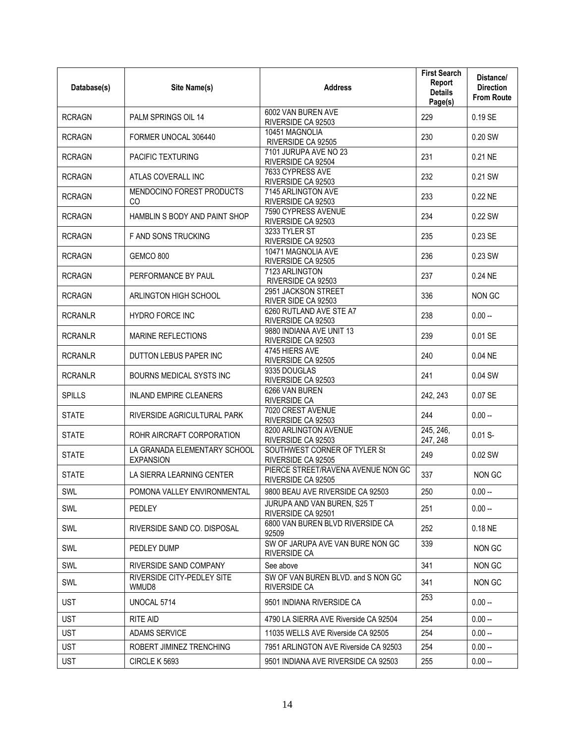| Database(s) | Site Name(s) | Address | First Search Report Details Page(s) | Distance/ Direction From Route |
|---|---|---|---|---|
| RCRAGN | PALM SPRINGS OIL 14 | 6002 VAN BUREN AVE RIVERSIDE CA 92503 | 229 | 0.19 SE |
| RCRAGN | FORMER UNOCAL 306440 | 10451 MAGNOLIA RIVERSIDE CA 92505 | 230 | 0.20 SW |
| RCRAGN | PACIFIC TEXTURING | 7101 JURUPA AVE NO 23 RIVERSIDE CA 92504 | 231 | 0.21 NE |
| RCRAGN | ATLAS COVERALL INC | 7633 CYPRESS AVE RIVERSIDE CA 92503 | 232 | 0.21 SW |
| RCRAGN | MENDOCINO FOREST PRODUCTS CO | 7145 ARLINGTON AVE RIVERSIDE CA 92503 | 233 | 0.22 NE |
| RCRAGN | HAMBLIN S BODY AND PAINT SHOP | 7590 CYPRESS AVENUE RIVERSIDE CA 92503 | 234 | 0.22 SW |
| RCRAGN | F AND SONS TRUCKING | 3233 TYLER ST RIVERSIDE CA 92503 | 235 | 0.23 SE |
| RCRAGN | GEMCO 800 | 10471 MAGNOLIA AVE RIVERSIDE CA 92505 | 236 | 0.23 SW |
| RCRAGN | PERFORMANCE BY PAUL | 7123 ARLINGTON RIVERSIDE CA 92503 | 237 | 0.24 NE |
| RCRAGN | ARLINGTON HIGH SCHOOL | 2951 JACKSON STREET RIVER SIDE CA 92503 | 336 | NON GC |
| RCRANLR | HYDRO FORCE INC | 6260 RUTLAND AVE STE A7 RIVERSIDE CA 92503 | 238 | 0.00 -- |
| RCRANLR | MARINE REFLECTIONS | 9880 INDIANA AVE UNIT 13 RIVERSIDE CA 92503 | 239 | 0.01 SE |
| RCRANLR | DUTTON LEBUS PAPER INC | 4745 HIERS AVE RIVERSIDE CA 92505 | 240 | 0.04 NE |
| RCRANLR | BOURNS MEDICAL SYSTS INC | 9335 DOUGLAS RIVERSIDE CA 92503 | 241 | 0.04 SW |
| SPILLS | INLAND EMPIRE CLEANERS | 6266 VAN BUREN RIVERSIDE CA | 242, 243 | 0.07 SE |
| STATE | RIVERSIDE AGRICULTURAL PARK | 7020 CREST AVENUE RIVERSIDE CA 92503 | 244 | 0.00 -- |
| STATE | ROHR AIRCRAFT CORPORATION | 8200 ARLINGTON AVENUE RIVERSIDE CA 92503 | 245, 246, 247, 248 | 0.01 S- |
| STATE | LA GRANADA ELEMENTARY SCHOOL EXPANSION | SOUTHWEST CORNER OF TYLER St RIVERSIDE CA 92505 | 249 | 0.02 SW |
| STATE | LA SIERRA LEARNING CENTER | PIERCE STREET/RAVENA AVENUE NON GC RIVERSIDE CA 92505 | 337 | NON GC |
| SWL | POMONA VALLEY ENVIRONMENTAL | 9800 BEAU AVE RIVERSIDE CA 92503 | 250 | 0.00 -- |
| SWL | PEDLEY | JURUPA AND VAN BUREN, S25 T RIVERSIDE CA 92501 | 251 | 0.00 -- |
| SWL | RIVERSIDE SAND CO. DISPOSAL | 6800 VAN BUREN BLVD RIVERSIDE CA 92509 | 252 | 0.18 NE |
| SWL | PEDLEY DUMP | SW OF JARUPA AVE VAN BURE NON GC RIVERSIDE CA | 339 | NON GC |
| SWL | RIVERSIDE SAND COMPANY | See above | 341 | NON GC |
| SWL | RIVERSIDE CITY-PEDLEY SITE WMUD8 | SW OF VAN BUREN BLVD. and S NON GC RIVERSIDE CA | 341 | NON GC |
| UST | UNOCAL 5714 | 9501 INDIANA RIVERSIDE CA | 253 | 0.00 -- |
| UST | RITE AID | 4790 LA SIERRA AVE Riverside CA 92504 | 254 | 0.00 -- |
| UST | ADAMS SERVICE | 11035 WELLS AVE Riverside CA 92505 | 254 | 0.00 -- |
| UST | ROBERT JIMINEZ TRENCHING | 7951 ARLINGTON AVE Riverside CA 92503 | 254 | 0.00 -- |
| UST | CIRCLE K 5693 | 9501 INDIANA AVE RIVERSIDE CA 92503 | 255 | 0.00 -- |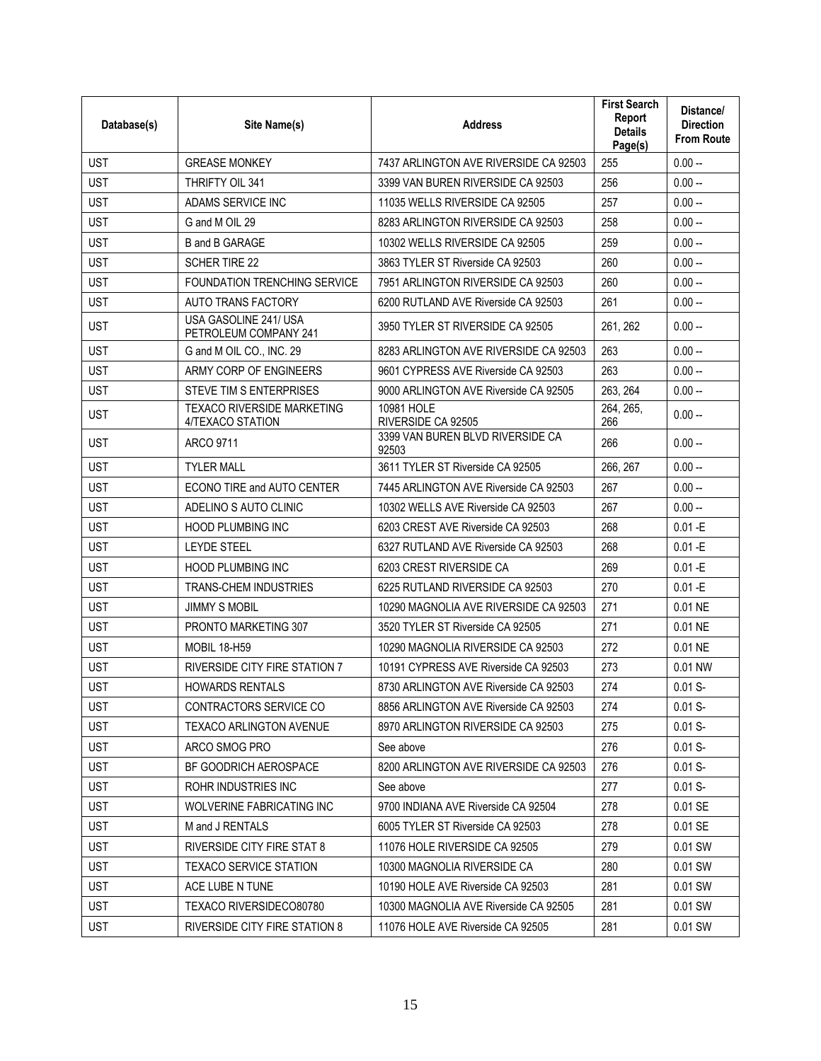| Database(s) | Site Name(s) | Address | First Search Report Details Page(s) | Distance/ Direction From Route |
|---|---|---|---|---|
| UST | GREASE MONKEY | 7437 ARLINGTON AVE RIVERSIDE CA 92503 | 255 | 0.00 -- |
| UST | THRIFTY OIL 341 | 3399 VAN BUREN RIVERSIDE CA 92503 | 256 | 0.00 -- |
| UST | ADAMS SERVICE INC | 11035 WELLS RIVERSIDE CA 92505 | 257 | 0.00 -- |
| UST | G and M OIL 29 | 8283 ARLINGTON RIVERSIDE CA 92503 | 258 | 0.00 -- |
| UST | B and B GARAGE | 10302 WELLS RIVERSIDE CA 92505 | 259 | 0.00 -- |
| UST | SCHER TIRE 22 | 3863 TYLER ST Riverside CA 92503 | 260 | 0.00 -- |
| UST | FOUNDATION TRENCHING SERVICE | 7951 ARLINGTON RIVERSIDE CA 92503 | 260 | 0.00 -- |
| UST | AUTO TRANS FACTORY | 6200 RUTLAND AVE Riverside CA 92503 | 261 | 0.00 -- |
| UST | USA GASOLINE 241/ USA PETROLEUM COMPANY 241 | 3950 TYLER ST RIVERSIDE CA 92505 | 261, 262 | 0.00 -- |
| UST | G and M OIL CO., INC. 29 | 8283 ARLINGTON AVE RIVERSIDE CA 92503 | 263 | 0.00 -- |
| UST | ARMY CORP OF ENGINEERS | 9601 CYPRESS AVE Riverside CA 92503 | 263 | 0.00 -- |
| UST | STEVE TIM S ENTERPRISES | 9000 ARLINGTON AVE Riverside CA 92505 | 263, 264 | 0.00 -- |
| UST | TEXACO RIVERSIDE MARKETING 4/TEXACO STATION | 10981 HOLE RIVERSIDE CA 92505 | 264, 265, 266 | 0.00 -- |
| UST | ARCO 9711 | 3399 VAN BUREN BLVD RIVERSIDE CA 92503 | 266 | 0.00 -- |
| UST | TYLER MALL | 3611 TYLER ST Riverside CA 92505 | 266, 267 | 0.00 -- |
| UST | ECONO TIRE and AUTO CENTER | 7445 ARLINGTON AVE Riverside CA 92503 | 267 | 0.00 -- |
| UST | ADELINO S AUTO CLINIC | 10302 WELLS AVE Riverside CA 92503 | 267 | 0.00 -- |
| UST | HOOD PLUMBING INC | 6203 CREST AVE Riverside CA 92503 | 268 | 0.01 -E |
| UST | LEYDE STEEL | 6327 RUTLAND AVE Riverside CA 92503 | 268 | 0.01 -E |
| UST | HOOD PLUMBING INC | 6203 CREST RIVERSIDE CA | 269 | 0.01 -E |
| UST | TRANS-CHEM INDUSTRIES | 6225 RUTLAND RIVERSIDE CA 92503 | 270 | 0.01 -E |
| UST | JIMMY S MOBIL | 10290 MAGNOLIA AVE RIVERSIDE CA 92503 | 271 | 0.01 NE |
| UST | PRONTO MARKETING 307 | 3520 TYLER ST Riverside CA 92505 | 271 | 0.01 NE |
| UST | MOBIL 18-H59 | 10290 MAGNOLIA RIVERSIDE CA 92503 | 272 | 0.01 NE |
| UST | RIVERSIDE CITY FIRE STATION 7 | 10191 CYPRESS AVE Riverside CA 92503 | 273 | 0.01 NW |
| UST | HOWARDS RENTALS | 8730 ARLINGTON AVE Riverside CA 92503 | 274 | 0.01 S- |
| UST | CONTRACTORS SERVICE CO | 8856 ARLINGTON AVE Riverside CA 92503 | 274 | 0.01 S- |
| UST | TEXACO ARLINGTON AVENUE | 8970 ARLINGTON RIVERSIDE CA 92503 | 275 | 0.01 S- |
| UST | ARCO SMOG PRO | See above | 276 | 0.01 S- |
| UST | BF GOODRICH AEROSPACE | 8200 ARLINGTON AVE RIVERSIDE CA 92503 | 276 | 0.01 S- |
| UST | ROHR INDUSTRIES INC | See above | 277 | 0.01 S- |
| UST | WOLVERINE FABRICATING INC | 9700 INDIANA AVE Riverside CA 92504 | 278 | 0.01 SE |
| UST | M and J RENTALS | 6005 TYLER ST Riverside CA 92503 | 278 | 0.01 SE |
| UST | RIVERSIDE CITY FIRE STAT 8 | 11076 HOLE RIVERSIDE CA 92505 | 279 | 0.01 SW |
| UST | TEXACO SERVICE STATION | 10300 MAGNOLIA RIVERSIDE CA | 280 | 0.01 SW |
| UST | ACE LUBE N TUNE | 10190 HOLE AVE Riverside CA 92503 | 281 | 0.01 SW |
| UST | TEXACO RIVERSIDECO80780 | 10300 MAGNOLIA AVE Riverside CA 92505 | 281 | 0.01 SW |
| UST | RIVERSIDE CITY FIRE STATION 8 | 11076 HOLE AVE Riverside CA 92505 | 281 | 0.01 SW |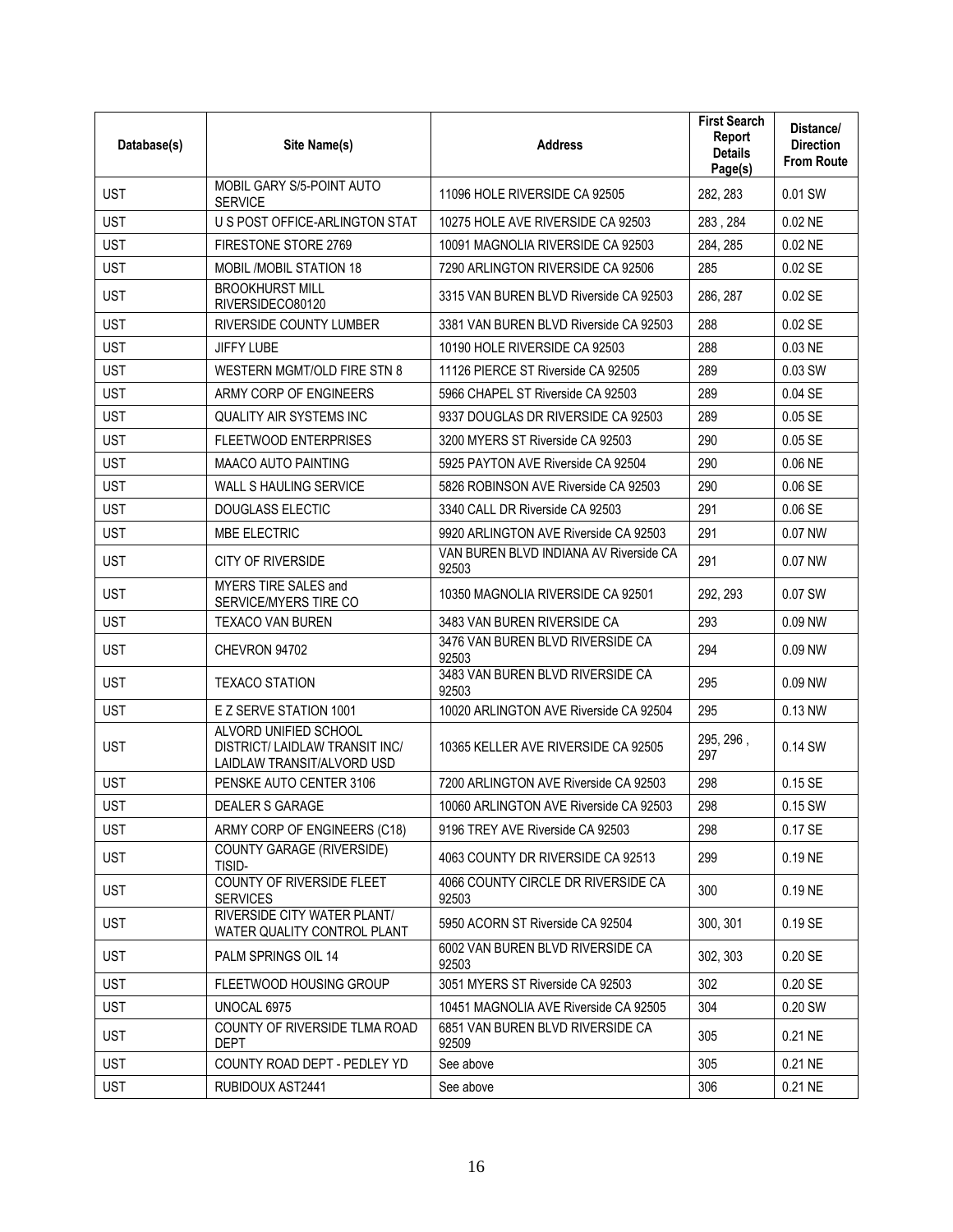| Database(s) | Site Name(s) | Address | First Search Report Details Page(s) | Distance/ Direction From Route |
|---|---|---|---|---|
| UST | MOBIL GARY S/5-POINT AUTO SERVICE | 11096 HOLE RIVERSIDE CA 92505 | 282, 283 | 0.01 SW |
| UST | U S POST OFFICE-ARLINGTON STAT | 10275 HOLE AVE RIVERSIDE CA 92503 | 283 , 284 | 0.02 NE |
| UST | FIRESTONE STORE 2769 | 10091 MAGNOLIA RIVERSIDE CA 92503 | 284, 285 | 0.02 NE |
| UST | MOBIL /MOBIL STATION 18 | 7290 ARLINGTON RIVERSIDE CA 92506 | 285 | 0.02 SE |
| UST | BROOKHURST MILL RIVERSIDECO80120 | 3315 VAN BUREN BLVD Riverside CA 92503 | 286, 287 | 0.02 SE |
| UST | RIVERSIDE COUNTY LUMBER | 3381 VAN BUREN BLVD Riverside CA 92503 | 288 | 0.02 SE |
| UST | JIFFY LUBE | 10190 HOLE RIVERSIDE CA 92503 | 288 | 0.03 NE |
| UST | WESTERN MGMT/OLD FIRE STN 8 | 11126 PIERCE ST Riverside CA 92505 | 289 | 0.03 SW |
| UST | ARMY CORP OF ENGINEERS | 5966 CHAPEL ST Riverside CA 92503 | 289 | 0.04 SE |
| UST | QUALITY AIR SYSTEMS INC | 9337 DOUGLAS DR RIVERSIDE CA 92503 | 289 | 0.05 SE |
| UST | FLEETWOOD ENTERPRISES | 3200 MYERS ST Riverside CA 92503 | 290 | 0.05 SE |
| UST | MAACO AUTO PAINTING | 5925 PAYTON AVE Riverside CA 92504 | 290 | 0.06 NE |
| UST | WALL S HAULING SERVICE | 5826 ROBINSON AVE Riverside CA 92503 | 290 | 0.06 SE |
| UST | DOUGLASS ELECTIC | 3340 CALL DR Riverside CA 92503 | 291 | 0.06 SE |
| UST | MBE ELECTRIC | 9920 ARLINGTON AVE Riverside CA 92503 | 291 | 0.07 NW |
| UST | CITY OF RIVERSIDE | VAN BUREN BLVD INDIANA AV Riverside CA 92503 | 291 | 0.07 NW |
| UST | MYERS TIRE SALES and SERVICE/MYERS TIRE CO | 10350 MAGNOLIA RIVERSIDE CA 92501 | 292, 293 | 0.07 SW |
| UST | TEXACO VAN BUREN | 3483 VAN BUREN RIVERSIDE CA | 293 | 0.09 NW |
| UST | CHEVRON 94702 | 3476 VAN BUREN BLVD RIVERSIDE CA 92503 | 294 | 0.09 NW |
| UST | TEXACO STATION | 3483 VAN BUREN BLVD RIVERSIDE CA 92503 | 295 | 0.09 NW |
| UST | E Z SERVE STATION 1001 | 10020 ARLINGTON AVE Riverside CA 92504 | 295 | 0.13 NW |
| UST | ALVORD UNIFIED SCHOOL DISTRICT/ LAIDLAW TRANSIT INC/ LAIDLAW TRANSIT/ALVORD USD | 10365 KELLER AVE RIVERSIDE CA 92505 | 295, 296 , 297 | 0.14 SW |
| UST | PENSKE AUTO CENTER 3106 | 7200 ARLINGTON AVE Riverside CA 92503 | 298 | 0.15 SE |
| UST | DEALER S GARAGE | 10060 ARLINGTON AVE Riverside CA 92503 | 298 | 0.15 SW |
| UST | ARMY CORP OF ENGINEERS (C18) | 9196 TREY AVE Riverside CA 92503 | 298 | 0.17 SE |
| UST | COUNTY GARAGE (RIVERSIDE) TISID- | 4063 COUNTY DR RIVERSIDE CA 92513 | 299 | 0.19 NE |
| UST | COUNTY OF RIVERSIDE FLEET SERVICES | 4066 COUNTY CIRCLE DR RIVERSIDE CA 92503 | 300 | 0.19 NE |
| UST | RIVERSIDE CITY WATER PLANT/ WATER QUALITY CONTROL PLANT | 5950 ACORN ST Riverside CA 92504 | 300, 301 | 0.19 SE |
| UST | PALM SPRINGS OIL 14 | 6002 VAN BUREN BLVD RIVERSIDE CA 92503 | 302, 303 | 0.20 SE |
| UST | FLEETWOOD HOUSING GROUP | 3051 MYERS ST Riverside CA 92503 | 302 | 0.20 SE |
| UST | UNOCAL 6975 | 10451 MAGNOLIA AVE Riverside CA 92505 | 304 | 0.20 SW |
| UST | COUNTY OF RIVERSIDE TLMA ROAD DEPT | 6851 VAN BUREN BLVD RIVERSIDE CA 92509 | 305 | 0.21 NE |
| UST | COUNTY ROAD DEPT - PEDLEY YD | See above | 305 | 0.21 NE |
| UST | RUBIDOUX AST2441 | See above | 306 | 0.21 NE |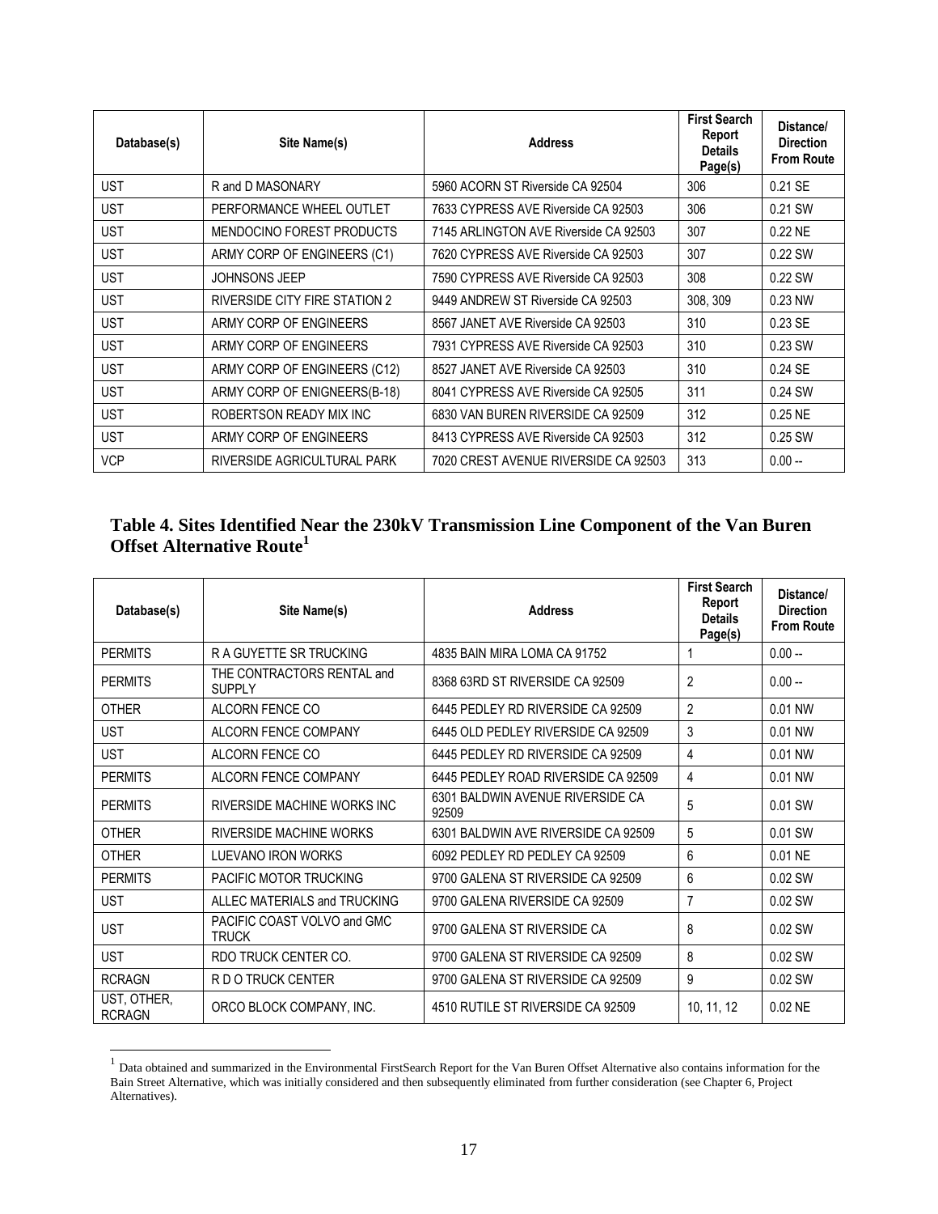| Database(s) | Site Name(s) | Address | First Search Report Details Page(s) | Distance/ Direction From Route |
|---|---|---|---|---|
| UST | R and D MASONARY | 5960 ACORN ST Riverside CA 92504 | 306 | 0.21 SE |
| UST | PERFORMANCE WHEEL OUTLET | 7633 CYPRESS AVE Riverside CA 92503 | 306 | 0.21 SW |
| UST | MENDOCINO FOREST PRODUCTS | 7145 ARLINGTON AVE Riverside CA 92503 | 307 | 0.22 NE |
| UST | ARMY CORP OF ENGINEERS (C1) | 7620 CYPRESS AVE Riverside CA 92503 | 307 | 0.22 SW |
| UST | JOHNSONS JEEP | 7590 CYPRESS AVE Riverside CA 92503 | 308 | 0.22 SW |
| UST | RIVERSIDE CITY FIRE STATION 2 | 9449 ANDREW ST Riverside CA 92503 | 308, 309 | 0.23 NW |
| UST | ARMY CORP OF ENGINEERS | 8567 JANET AVE Riverside CA 92503 | 310 | 0.23 SE |
| UST | ARMY CORP OF ENGINEERS | 7931 CYPRESS AVE Riverside CA 92503 | 310 | 0.23 SW |
| UST | ARMY CORP OF ENGINEERS (C12) | 8527 JANET AVE Riverside CA 92503 | 310 | 0.24 SE |
| UST | ARMY CORP OF ENIGNEERS(B-18) | 8041 CYPRESS AVE Riverside CA 92505 | 311 | 0.24 SW |
| UST | ROBERTSON READY MIX INC | 6830 VAN BUREN RIVERSIDE CA 92509 | 312 | 0.25 NE |
| UST | ARMY CORP OF ENGINEERS | 8413 CYPRESS AVE Riverside CA 92503 | 312 | 0.25 SW |
| VCP | RIVERSIDE AGRICULTURAL PARK | 7020 CREST AVENUE RIVERSIDE CA 92503 | 313 | 0.00 -- |

## Table 4. Sites Identified Near the 230kV Transmission Line Component of the Van Buren Offset Alternative Route[1]

| Database(s) | Site Name(s) | Address | First Search Report Details Page(s) | Distance/ Direction From Route |
|---|---|---|---|---|
| PERMITS | R A GUYETTE SR TRUCKING | 4835 BAIN MIRA LOMA CA 91752 | 1 | 0.00 -- |
| PERMITS | THE CONTRACTORS RENTAL and SUPPLY | 8368 63RD ST RIVERSIDE CA 92509 | 2 | 0.00 -- |
| OTHER | ALCORN FENCE CO | 6445 PEDLEY RD RIVERSIDE CA 92509 | 2 | 0.01 NW |
| UST | ALCORN FENCE COMPANY | 6445 OLD PEDLEY RIVERSIDE CA 92509 | 3 | 0.01 NW |
| UST | ALCORN FENCE CO | 6445 PEDLEY RD RIVERSIDE CA 92509 | 4 | 0.01 NW |
| PERMITS | ALCORN FENCE COMPANY | 6445 PEDLEY ROAD RIVERSIDE CA 92509 | 4 | 0.01 NW |
| PERMITS | RIVERSIDE MACHINE WORKS INC | 6301 BALDWIN AVENUE RIVERSIDE CA 92509 | 5 | 0.01 SW |
| OTHER | RIVERSIDE MACHINE WORKS | 6301 BALDWIN AVE RIVERSIDE CA 92509 | 5 | 0.01 SW |
| OTHER | LUEVANO IRON WORKS | 6092 PEDLEY RD PEDLEY CA 92509 | 6 | 0.01 NE |
| PERMITS | PACIFIC MOTOR TRUCKING | 9700 GALENA ST RIVERSIDE CA 92509 | 6 | 0.02 SW |
| UST | ALLEC MATERIALS and TRUCKING | 9700 GALENA RIVERSIDE CA 92509 | 7 | 0.02 SW |
| UST | PACIFIC COAST VOLVO and GMC TRUCK | 9700 GALENA ST RIVERSIDE CA | 8 | 0.02 SW |
| UST | RDO TRUCK CENTER CO. | 9700 GALENA ST RIVERSIDE CA 92509 | 8 | 0.02 SW |
| RCRAGN | R D O TRUCK CENTER | 9700 GALENA ST RIVERSIDE CA 92509 | 9 | 0.02 SW |
| UST, OTHER, RCRAGN | ORCO BLOCK COMPANY, INC. | 4510 RUTILE ST RIVERSIDE CA 92509 | 10, 11, 12 | 0.02 NE |

[1] Data obtained and summarized in the Environmental FirstSearch Report for the Van Buren Offset Alternative also contains information for the Bain Street Alternative, which was initially considered and then subsequently eliminated from further consideration (see Chapter 6, Project Alternatives).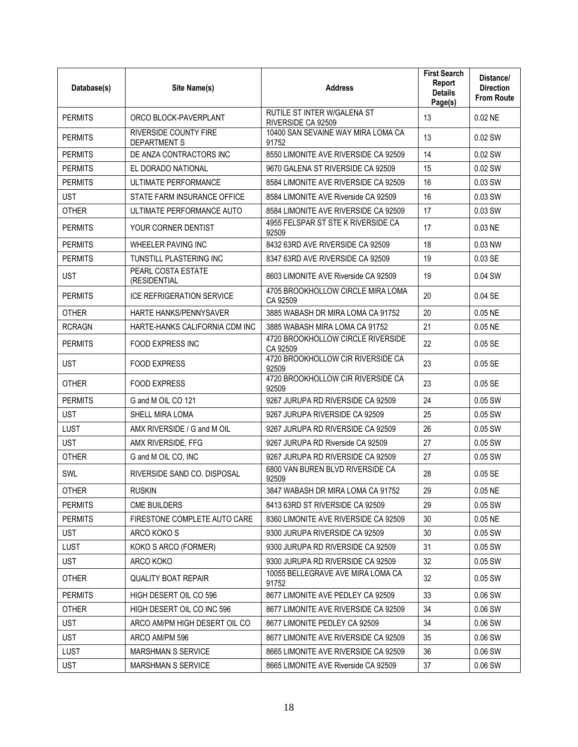| Database(s) | Site Name(s) | Address | First Search Report Details Page(s) | Distance/ Direction From Route |
|---|---|---|---|---|
| PERMITS | ORCO BLOCK-PAVERPLANT | RUTILE ST INTER W/GALENA ST RIVERSIDE CA 92509 | 13 | 0.02 NE |
| PERMITS | RIVERSIDE COUNTY FIRE DEPARTMENT S | 10400 SAN SEVAINE WAY MIRA LOMA CA 91752 | 13 | 0.02 SW |
| PERMITS | DE ANZA CONTRACTORS INC | 8550 LIMONITE AVE RIVERSIDE CA 92509 | 14 | 0.02 SW |
| PERMITS | EL DORADO NATIONAL | 9670 GALENA ST RIVERSIDE CA 92509 | 15 | 0.02 SW |
| PERMITS | ULTIMATE PERFORMANCE | 8584 LIMONITE AVE RIVERSIDE CA 92509 | 16 | 0.03 SW |
| UST | STATE FARM INSURANCE OFFICE | 8584 LIMONITE AVE Riverside CA 92509 | 16 | 0.03 SW |
| OTHER | ULTIMATE PERFORMANCE AUTO | 8584 LIMONITE AVE RIVERSIDE CA 92509 | 17 | 0.03 SW |
| PERMITS | YOUR CORNER DENTIST | 4955 FELSPAR ST STE K RIVERSIDE CA 92509 | 17 | 0.03 NE |
| PERMITS | WHEELER PAVING INC | 8432 63RD AVE RIVERSIDE CA 92509 | 18 | 0.03 NW |
| PERMITS | TUNSTILL PLASTERING INC | 8347 63RD AVE RIVERSIDE CA 92509 | 19 | 0.03 SE |
| UST | PEARL COSTA ESTATE (RESIDENTIAL | 8603 LIMONITE AVE Riverside CA 92509 | 19 | 0.04 SW |
| PERMITS | ICE REFRIGERATION SERVICE | 4705 BROOKHOLLOW CIRCLE MIRA LOMA CA 92509 | 20 | 0.04 SE |
| OTHER | HARTE HANKS/PENNYSAVER | 3885 WABASH DR MIRA LOMA CA 91752 | 20 | 0.05 NE |
| RCRAGN | HARTE-HANKS CALIFORNIA CDM INC | 3885 WABASH MIRA LOMA CA 91752 | 21 | 0.05 NE |
| PERMITS | FOOD EXPRESS INC | 4720 BROOKHOLLOW CIRCLE RIVERSIDE CA 92509 | 22 | 0.05 SE |
| UST | FOOD EXPRESS | 4720 BROOKHOLLOW CIR RIVERSIDE CA 92509 | 23 | 0.05 SE |
| OTHER | FOOD EXPRESS | 4720 BROOKHOLLOW CIR RIVERSIDE CA 92509 | 23 | 0.05 SE |
| PERMITS | G and M OIL CO 121 | 9267 JURUPA RD RIVERSIDE CA 92509 | 24 | 0.05 SW |
| UST | SHELL MIRA LOMA | 9267 JURUPA RIVERSIDE CA 92509 | 25 | 0.05 SW |
| LUST | AMX RIVERSIDE / G and M OIL | 9267 JURUPA RD RIVERSIDE CA 92509 | 26 | 0.05 SW |
| UST | AMX RIVERSIDE, FFG | 9267 JURUPA RD Riverside CA 92509 | 27 | 0.05 SW |
| OTHER | G and M OIL CO, INC | 9267 JURUPA RD RIVERSIDE CA 92509 | 27 | 0.05 SW |
| SWL | RIVERSIDE SAND CO. DISPOSAL | 6800 VAN BUREN BLVD RIVERSIDE CA 92509 | 28 | 0.05 SE |
| OTHER | RUSKIN | 3847 WABASH DR MIRA LOMA CA 91752 | 29 | 0.05 NE |
| PERMITS | CME BUILDERS | 8413 63RD ST RIVERSIDE CA 92509 | 29 | 0.05 SW |
| PERMITS | FIRESTONE COMPLETE AUTO CARE | 8360 LIMONITE AVE RIVERSIDE CA 92509 | 30 | 0.05 NE |
| UST | ARCO KOKO S | 9300 JURUPA RIVERSIDE CA 92509 | 30 | 0.05 SW |
| LUST | KOKO S ARCO (FORMER) | 9300 JURUPA RD RIVERSIDE CA 92509 | 31 | 0.05 SW |
| UST | ARCO KOKO | 9300 JURUPA RD RIVERSIDE CA 92509 | 32 | 0.05 SW |
| OTHER | QUALITY BOAT REPAIR | 10055 BELLEGRAVE AVE MIRA LOMA CA 91752 | 32 | 0.05 SW |
| PERMITS | HIGH DESERT OIL CO 596 | 8677 LIMONITE AVE PEDLEY CA 92509 | 33 | 0.06 SW |
| OTHER | HIGH DESERT OIL CO INC 596 | 8677 LIMONITE AVE RIVERSIDE CA 92509 | 34 | 0.06 SW |
| UST | ARCO AM/PM HIGH DESERT OIL CO | 8677 LIMONITE PEDLEY CA 92509 | 34 | 0.06 SW |
| UST | ARCO AM/PM 596 | 8677 LIMONITE AVE RIVERSIDE CA 92509 | 35 | 0.06 SW |
| LUST | MARSHMAN S SERVICE | 8665 LIMONITE AVE RIVERSIDE CA 92509 | 36 | 0.06 SW |
| UST | MARSHMAN S SERVICE | 8665 LIMONITE AVE Riverside CA 92509 | 37 | 0.06 SW |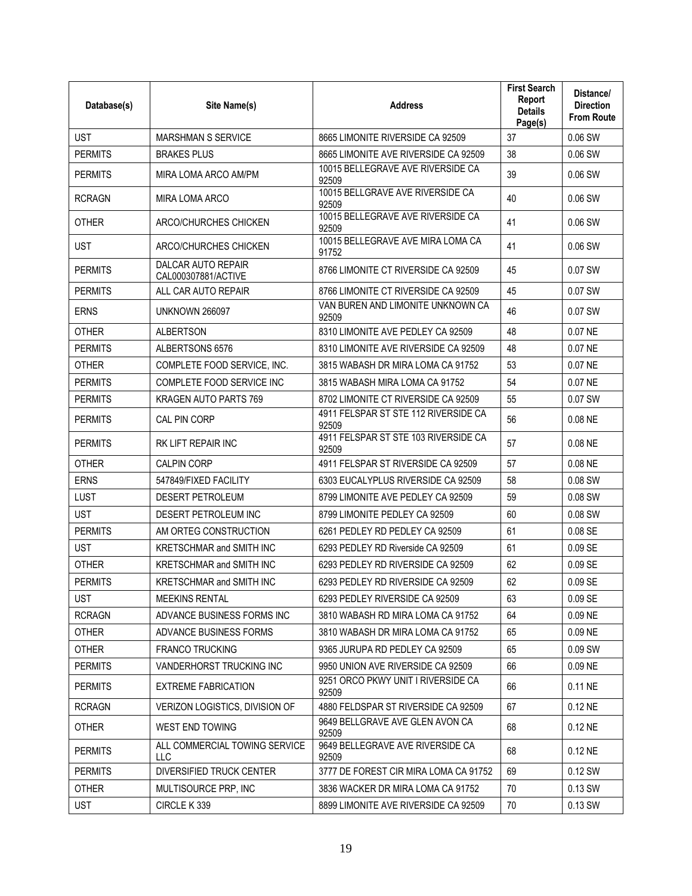| Database(s) | Site Name(s) | Address | First Search Report Details Page(s) | Distance/ Direction From Route |
|---|---|---|---|---|
| UST | MARSHMAN S SERVICE | 8665 LIMONITE RIVERSIDE CA 92509 | 37 | 0.06 SW |
| PERMITS | BRAKES PLUS | 8665 LIMONITE AVE RIVERSIDE CA 92509 | 38 | 0.06 SW |
| PERMITS | MIRA LOMA ARCO AM/PM | 10015 BELLEGRAVE AVE RIVERSIDE CA 92509 | 39 | 0.06 SW |
| RCRAGN | MIRA LOMA ARCO | 10015 BELLGRAVE AVE RIVERSIDE CA 92509 | 40 | 0.06 SW |
| OTHER | ARCO/CHURCHES CHICKEN | 10015 BELLEGRAVE AVE RIVERSIDE CA 92509 | 41 | 0.06 SW |
| UST | ARCO/CHURCHES CHICKEN | 10015 BELLEGRAVE AVE MIRA LOMA CA 91752 | 41 | 0.06 SW |
| PERMITS | DALCAR AUTO REPAIR CAL000307881/ACTIVE | 8766 LIMONITE CT RIVERSIDE CA 92509 | 45 | 0.07 SW |
| PERMITS | ALL CAR AUTO REPAIR | 8766 LIMONITE CT RIVERSIDE CA 92509 | 45 | 0.07 SW |
| ERNS | UNKNOWN 266097 | VAN BUREN AND LIMONITE UNKNOWN CA 92509 | 46 | 0.07 SW |
| OTHER | ALBERTSON | 8310 LIMONITE AVE PEDLEY CA 92509 | 48 | 0.07 NE |
| PERMITS | ALBERTSONS 6576 | 8310 LIMONITE AVE RIVERSIDE CA 92509 | 48 | 0.07 NE |
| OTHER | COMPLETE FOOD SERVICE, INC. | 3815 WABASH DR MIRA LOMA CA 91752 | 53 | 0.07 NE |
| PERMITS | COMPLETE FOOD SERVICE INC | 3815 WABASH MIRA LOMA CA 91752 | 54 | 0.07 NE |
| PERMITS | KRAGEN AUTO PARTS 769 | 8702 LIMONITE CT RIVERSIDE CA 92509 | 55 | 0.07 SW |
| PERMITS | CAL PIN CORP | 4911 FELSPAR ST STE 112 RIVERSIDE CA 92509 | 56 | 0.08 NE |
| PERMITS | RK LIFT REPAIR INC | 4911 FELSPAR ST STE 103 RIVERSIDE CA 92509 | 57 | 0.08 NE |
| OTHER | CALPIN CORP | 4911 FELSPAR ST RIVERSIDE CA 92509 | 57 | 0.08 NE |
| ERNS | 547849/FIXED FACILITY | 6303 EUCALYPLUS RIVERSIDE CA 92509 | 58 | 0.08 SW |
| LUST | DESERT PETROLEUM | 8799 LIMONITE AVE PEDLEY CA 92509 | 59 | 0.08 SW |
| UST | DESERT PETROLEUM INC | 8799 LIMONITE PEDLEY CA 92509 | 60 | 0.08 SW |
| PERMITS | AM ORTEG CONSTRUCTION | 6261 PEDLEY RD PEDLEY CA 92509 | 61 | 0.08 SE |
| UST | KRETSCHMAR and SMITH INC | 6293 PEDLEY RD Riverside CA 92509 | 61 | 0.09 SE |
| OTHER | KRETSCHMAR and SMITH INC | 6293 PEDLEY RD RIVERSIDE CA 92509 | 62 | 0.09 SE |
| PERMITS | KRETSCHMAR and SMITH INC | 6293 PEDLEY RD RIVERSIDE CA 92509 | 62 | 0.09 SE |
| UST | MEEKINS RENTAL | 6293 PEDLEY RIVERSIDE CA 92509 | 63 | 0.09 SE |
| RCRAGN | ADVANCE BUSINESS FORMS INC | 3810 WABASH RD MIRA LOMA CA 91752 | 64 | 0.09 NE |
| OTHER | ADVANCE BUSINESS FORMS | 3810 WABASH DR MIRA LOMA CA 91752 | 65 | 0.09 NE |
| OTHER | FRANCO TRUCKING | 9365 JURUPA RD PEDLEY CA 92509 | 65 | 0.09 SW |
| PERMITS | VANDERHORST TRUCKING INC | 9950 UNION AVE RIVERSIDE CA 92509 | 66 | 0.09 NE |
| PERMITS | EXTREME FABRICATION | 9251 ORCO PKWY UNIT I RIVERSIDE CA 92509 | 66 | 0.11 NE |
| RCRAGN | VERIZON LOGISTICS, DIVISION OF | 4880 FELDSPAR ST RIVERSIDE CA 92509 | 67 | 0.12 NE |
| OTHER | WEST END TOWING | 9649 BELLGRAVE AVE GLEN AVON CA 92509 | 68 | 0.12 NE |
| PERMITS | ALL COMMERCIAL TOWING SERVICE LLC | 9649 BELLEGRAVE AVE RIVERSIDE CA 92509 | 68 | 0.12 NE |
| PERMITS | DIVERSIFIED TRUCK CENTER | 3777 DE FOREST CIR MIRA LOMA CA 91752 | 69 | 0.12 SW |
| OTHER | MULTISOURCE PRP, INC | 3836 WACKER DR MIRA LOMA CA 91752 | 70 | 0.13 SW |
| UST | CIRCLE K 339 | 8899 LIMONITE AVE RIVERSIDE CA 92509 | 70 | 0.13 SW |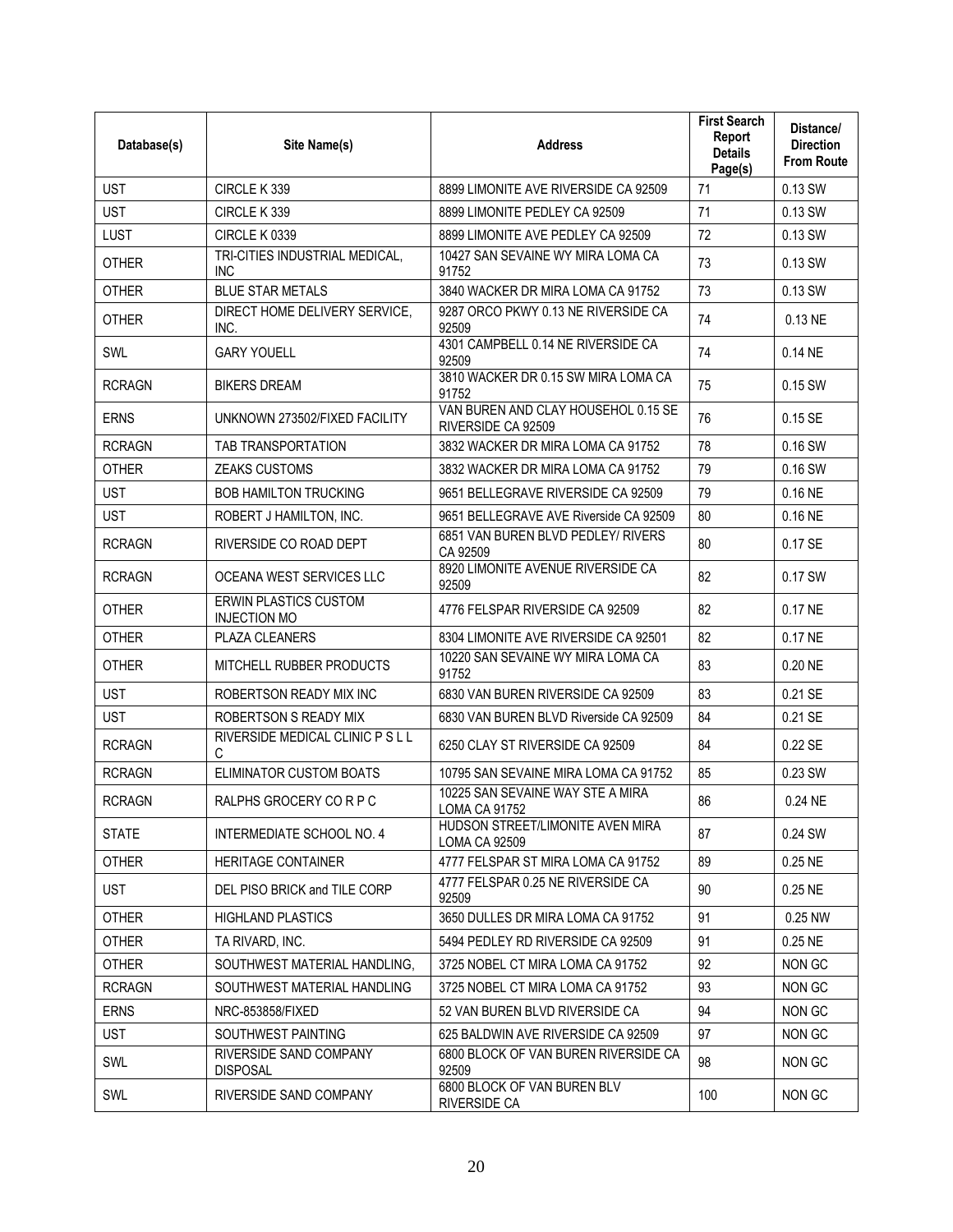| Database(s) | Site Name(s) | Address | First Search Report Details Page(s) | Distance/ Direction From Route |
|---|---|---|---|---|
| UST | CIRCLE K 339 | 8899 LIMONITE AVE RIVERSIDE CA 92509 | 71 | 0.13 SW |
| UST | CIRCLE K 339 | 8899 LIMONITE PEDLEY CA 92509 | 71 | 0.13 SW |
| LUST | CIRCLE K 0339 | 8899 LIMONITE AVE PEDLEY CA 92509 | 72 | 0.13 SW |
| OTHER | TRI-CITIES INDUSTRIAL MEDICAL, INC | 10427 SAN SEVAINE WY MIRA LOMA CA 91752 | 73 | 0.13 SW |
| OTHER | BLUE STAR METALS | 3840 WACKER DR MIRA LOMA CA 91752 | 73 | 0.13 SW |
| OTHER | DIRECT HOME DELIVERY SERVICE, INC. | 9287 ORCO PKWY 0.13 NE RIVERSIDE CA 92509 | 74 | 0.13 NE |
| SWL | GARY YOUELL | 4301 CAMPBELL 0.14 NE RIVERSIDE CA 92509 | 74 | 0.14 NE |
| RCRAGN | BIKERS DREAM | 3810 WACKER DR 0.15 SW MIRA LOMA CA 91752 | 75 | 0.15 SW |
| ERNS | UNKNOWN 273502/FIXED FACILITY | VAN BUREN AND CLAY HOUSEHOL 0.15 SE RIVERSIDE CA 92509 | 76 | 0.15 SE |
| RCRAGN | TAB TRANSPORTATION | 3832 WACKER DR MIRA LOMA CA 91752 | 78 | 0.16 SW |
| OTHER | ZEAKS CUSTOMS | 3832 WACKER DR MIRA LOMA CA 91752 | 79 | 0.16 SW |
| UST | BOB HAMILTON TRUCKING | 9651 BELLEGRAVE RIVERSIDE CA 92509 | 79 | 0.16 NE |
| UST | ROBERT J HAMILTON, INC. | 9651 BELLEGRAVE AVE Riverside CA 92509 | 80 | 0.16 NE |
| RCRAGN | RIVERSIDE CO ROAD DEPT | 6851 VAN BUREN BLVD PEDLEY/ RIVERS CA 92509 | 80 | 0.17 SE |
| RCRAGN | OCEANA WEST SERVICES LLC | 8920 LIMONITE AVENUE RIVERSIDE CA 92509 | 82 | 0.17 SW |
| OTHER | ERWIN PLASTICS CUSTOM INJECTION MO | 4776 FELSPAR RIVERSIDE CA 92509 | 82 | 0.17 NE |
| OTHER | PLAZA CLEANERS | 8304 LIMONITE AVE RIVERSIDE CA 92501 | 82 | 0.17 NE |
| OTHER | MITCHELL RUBBER PRODUCTS | 10220 SAN SEVAINE WY MIRA LOMA CA 91752 | 83 | 0.20 NE |
| UST | ROBERTSON READY MIX INC | 6830 VAN BUREN RIVERSIDE CA 92509 | 83 | 0.21 SE |
| UST | ROBERTSON S READY MIX | 6830 VAN BUREN BLVD Riverside CA 92509 | 84 | 0.21 SE |
| RCRAGN | RIVERSIDE MEDICAL CLINIC P S L L C | 6250 CLAY ST RIVERSIDE CA 92509 | 84 | 0.22 SE |
| RCRAGN | ELIMINATOR CUSTOM BOATS | 10795 SAN SEVAINE MIRA LOMA CA 91752 | 85 | 0.23 SW |
| RCRAGN | RALPHS GROCERY CO R P C | 10225 SAN SEVAINE WAY STE A MIRA LOMA CA 91752 | 86 | 0.24 NE |
| STATE | INTERMEDIATE SCHOOL NO. 4 | HUDSON STREET/LIMONITE AVEN MIRA LOMA CA 92509 | 87 | 0.24 SW |
| OTHER | HERITAGE CONTAINER | 4777 FELSPAR ST MIRA LOMA CA 91752 | 89 | 0.25 NE |
| UST | DEL PISO BRICK and TILE CORP | 4777 FELSPAR 0.25 NE RIVERSIDE CA 92509 | 90 | 0.25 NE |
| OTHER | HIGHLAND PLASTICS | 3650 DULLES DR MIRA LOMA CA 91752 | 91 | 0.25 NW |
| OTHER | TA RIVARD, INC. | 5494 PEDLEY RD RIVERSIDE CA 92509 | 91 | 0.25 NE |
| OTHER | SOUTHWEST MATERIAL HANDLING, | 3725 NOBEL CT MIRA LOMA CA 91752 | 92 | NON GC |
| RCRAGN | SOUTHWEST MATERIAL HANDLING | 3725 NOBEL CT MIRA LOMA CA 91752 | 93 | NON GC |
| ERNS | NRC-853858/FIXED | 52 VAN BUREN BLVD RIVERSIDE CA | 94 | NON GC |
| UST | SOUTHWEST PAINTING | 625 BALDWIN AVE RIVERSIDE CA 92509 | 97 | NON GC |
| SWL | RIVERSIDE SAND COMPANY DISPOSAL | 6800 BLOCK OF VAN BUREN RIVERSIDE CA 92509 | 98 | NON GC |
| SWL | RIVERSIDE SAND COMPANY | 6800 BLOCK OF VAN BUREN BLV RIVERSIDE CA | 100 | NON GC |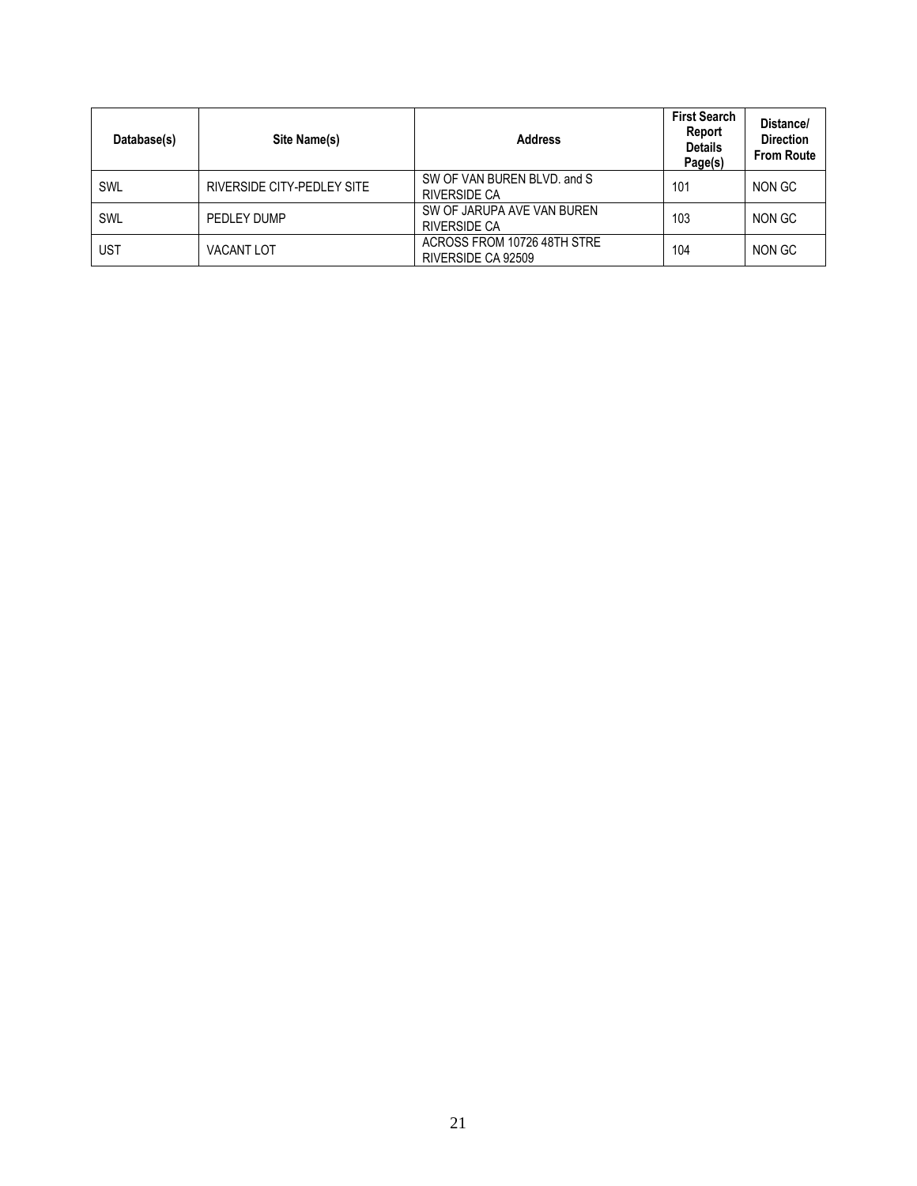| Database(s) | Site Name(s) | Address | First Search Report Details Page(s) | Distance/ Direction From Route |
|---|---|---|---|---|
| SWL | RIVERSIDE CITY-PEDLEY SITE | SW OF VAN BUREN BLVD. and S RIVERSIDE CA | 101 | NON GC |
| SWL | PEDLEY DUMP | SW OF JARUPA AVE VAN BUREN RIVERSIDE CA | 103 | NON GC |
| UST | VACANT LOT | ACROSS FROM 10726 48TH STRE RIVERSIDE CA 92509 | 104 | NON GC |